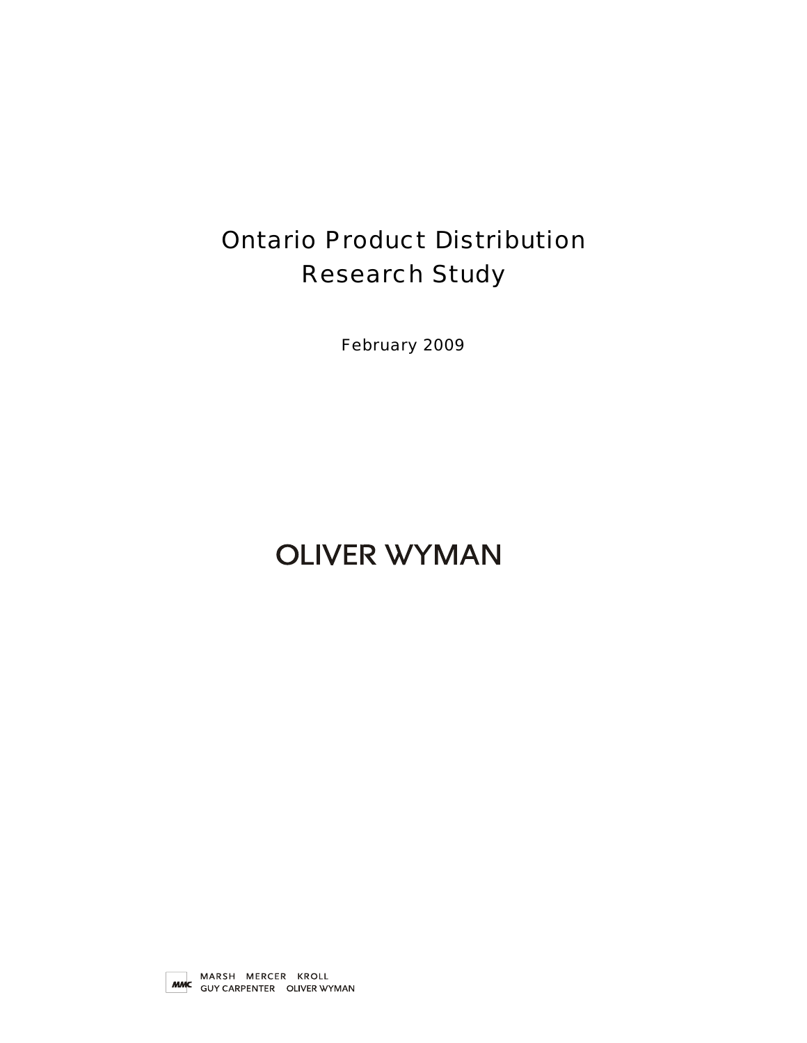# Ontario Product Distribution Research Study

February 2009

OLIVER WYMAN

MARSH MERCER KROLL
GUY CARPENTER OLIVER WYMAN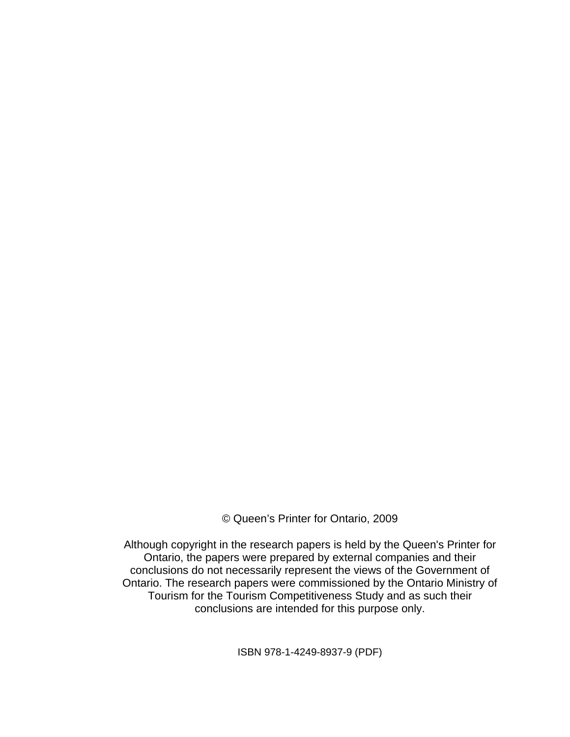© Queen’s Printer for Ontario, 2009

Although copyright in the research papers is held by the Queen's Printer for Ontario, the papers were prepared by external companies and their conclusions do not necessarily represent the views of the Government of Ontario. The research papers were commissioned by the Ontario Ministry of Tourism for the Tourism Competitiveness Study and as such their conclusions are intended for this purpose only.

ISBN 978-1-4249-8937-9 (PDF)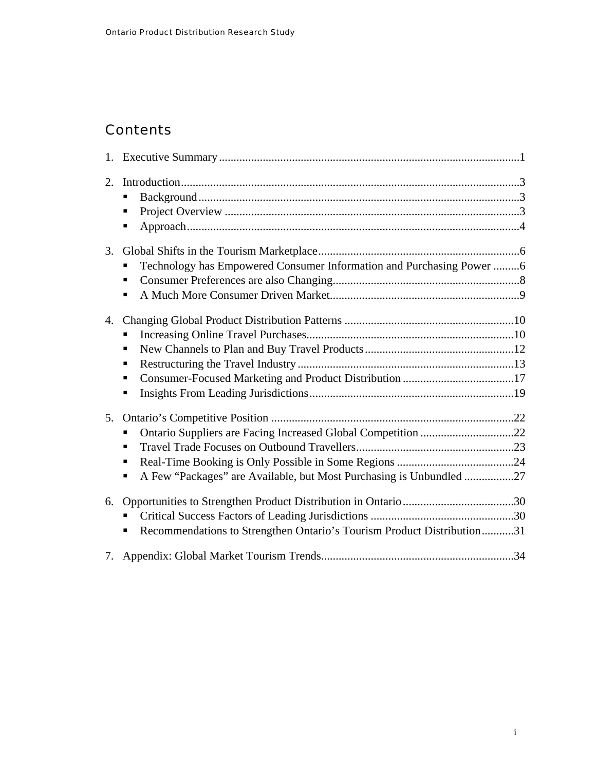## Contents

1. Executive Summary ...1
2. Introduction ...3
   - Background ...3
   - Project Overview ...3
   - Approach ...4
3. Global Shifts in the Tourism Marketplace ...6
   - Technology has Empowered Consumer Information and Purchasing Power ...6
   - Consumer Preferences are also Changing ...8
   - A Much More Consumer Driven Market ...9
4. Changing Global Product Distribution Patterns ...10
   - Increasing Online Travel Purchases ...10
   - New Channels to Plan and Buy Travel Products ...12
   - Restructuring the Travel Industry ...13
   - Consumer-Focused Marketing and Product Distribution ...17
   - Insights From Leading Jurisdictions ...19
5. Ontario's Competitive Position ...22
   - Ontario Suppliers are Facing Increased Global Competition ...22
   - Travel Trade Focuses on Outbound Travellers ...23
   - Real-Time Booking is Only Possible in Some Regions ...24
   - A Few "Packages" are Available, but Most Purchasing is Unbundled ...27
6. Opportunities to Strengthen Product Distribution in Ontario ...30
   - Critical Success Factors of Leading Jurisdictions ...30
   - Recommendations to Strengthen Ontario's Tourism Product Distribution ...31
7. Appendix: Global Market Tourism Trends ...34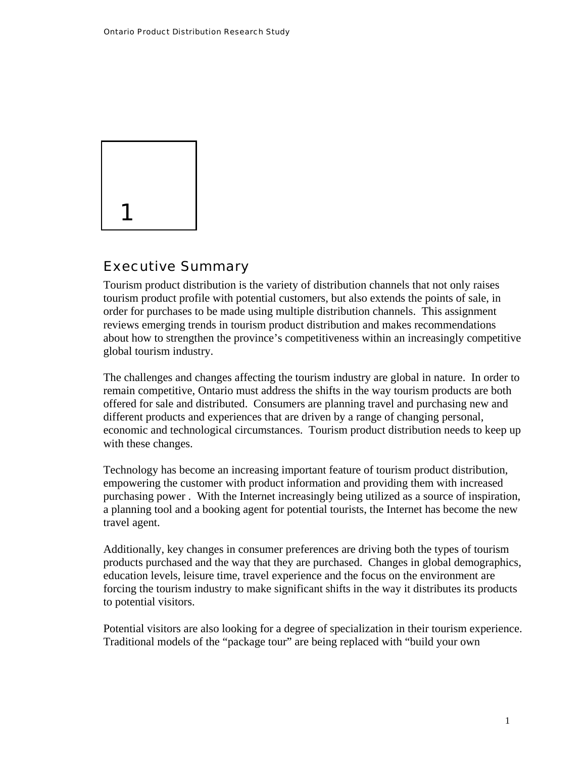# 1

## Executive Summary

Tourism product distribution is the variety of distribution channels that not only raises tourism product profile with potential customers, but also extends the points of sale, in order for purchases to be made using multiple distribution channels. This assignment reviews emerging trends in tourism product distribution and makes recommendations about how to strengthen the province's competitiveness within an increasingly competitive global tourism industry.

The challenges and changes affecting the tourism industry are global in nature. In order to remain competitive, Ontario must address the shifts in the way tourism products are both offered for sale and distributed. Consumers are planning travel and purchasing new and different products and experiences that are driven by a range of changing personal, economic and technological circumstances. Tourism product distribution needs to keep up with these changes.

Technology has become an increasing important feature of tourism product distribution, empowering the customer with product information and providing them with increased purchasing power . With the Internet increasingly being utilized as a source of inspiration, a planning tool and a booking agent for potential tourists, the Internet has become the new travel agent.

Additionally, key changes in consumer preferences are driving both the types of tourism products purchased and the way that they are purchased. Changes in global demographics, education levels, leisure time, travel experience and the focus on the environment are forcing the tourism industry to make significant shifts in the way it distributes its products to potential visitors.

Potential visitors are also looking for a degree of specialization in their tourism experience. Traditional models of the "package tour" are being replaced with "build your own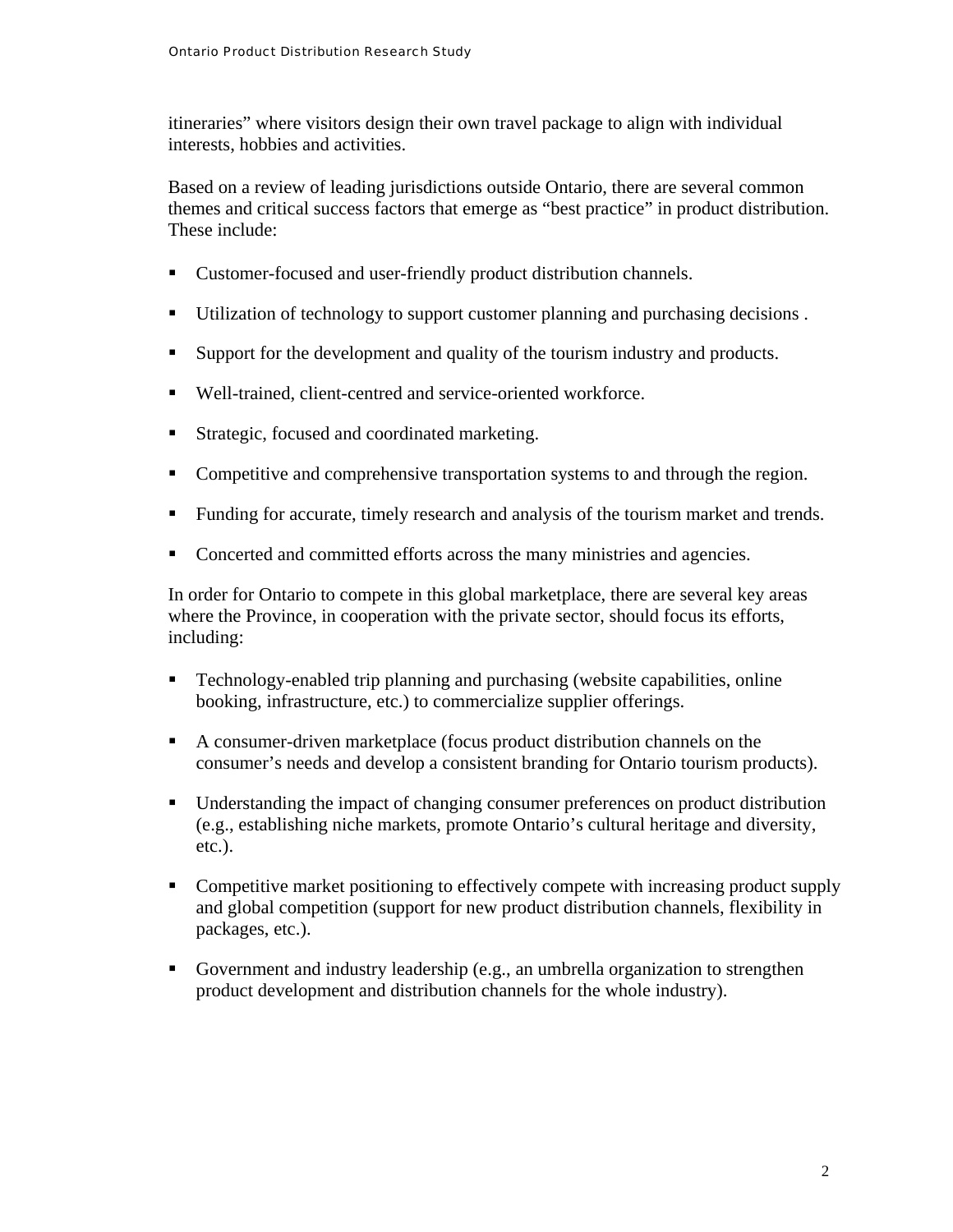itineraries" where visitors design their own travel package to align with individual interests, hobbies and activities.

Based on a review of leading jurisdictions outside Ontario, there are several common themes and critical success factors that emerge as "best practice" in product distribution. These include:

- Customer-focused and user-friendly product distribution channels.
- Utilization of technology to support customer planning and purchasing decisions .
- Support for the development and quality of the tourism industry and products.
- Well-trained, client-centred and service-oriented workforce.
- Strategic, focused and coordinated marketing.
- Competitive and comprehensive transportation systems to and through the region.
- Funding for accurate, timely research and analysis of the tourism market and trends.
- Concerted and committed efforts across the many ministries and agencies.

In order for Ontario to compete in this global marketplace, there are several key areas where the Province, in cooperation with the private sector, should focus its efforts, including:

- Technology-enabled trip planning and purchasing (website capabilities, online booking, infrastructure, etc.) to commercialize supplier offerings.
- A consumer-driven marketplace (focus product distribution channels on the consumer's needs and develop a consistent branding for Ontario tourism products).
- Understanding the impact of changing consumer preferences on product distribution (e.g., establishing niche markets, promote Ontario's cultural heritage and diversity, etc.).
- Competitive market positioning to effectively compete with increasing product supply and global competition (support for new product distribution channels, flexibility in packages, etc.).
- Government and industry leadership (e.g., an umbrella organization to strengthen product development and distribution channels for the whole industry).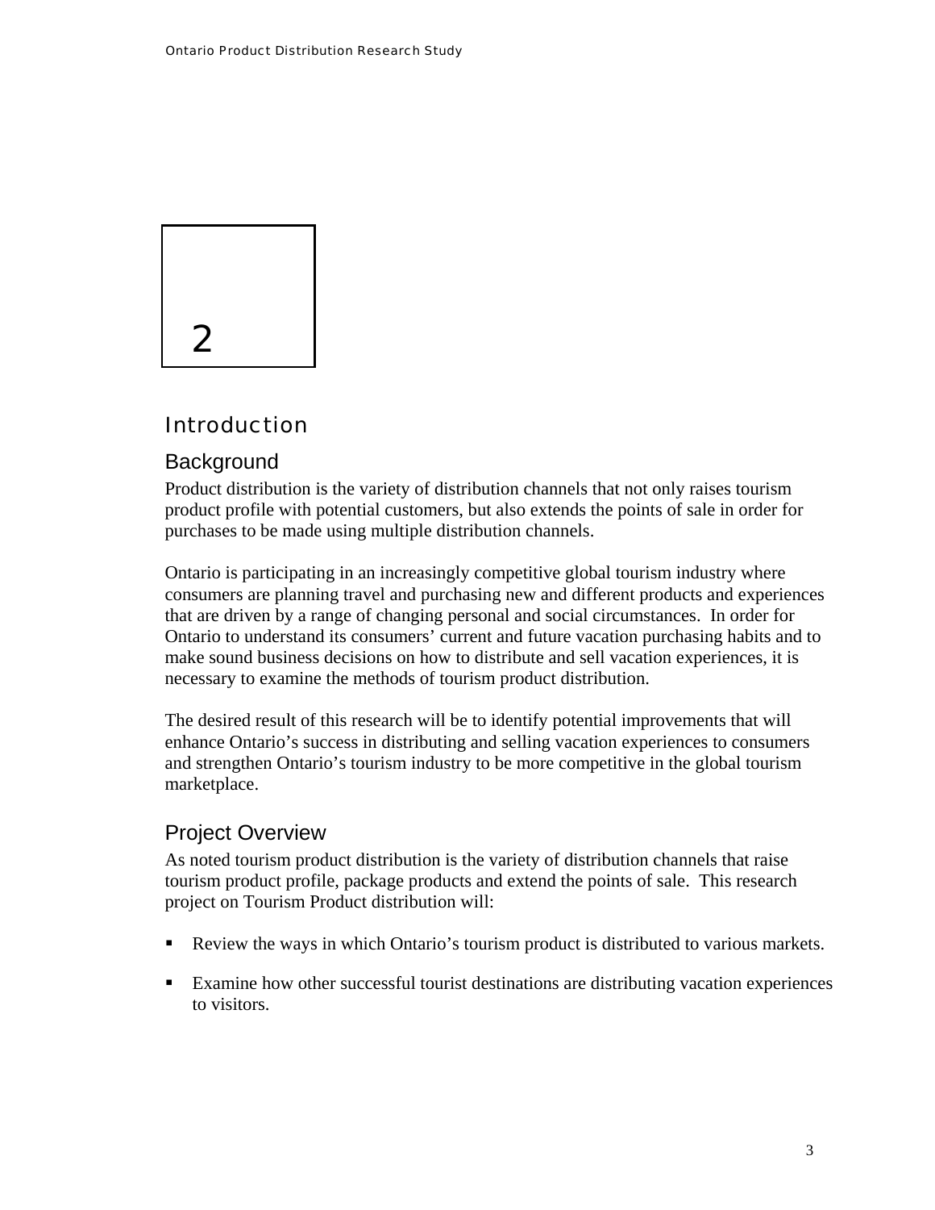# 2

# Introduction

## Background

Product distribution is the variety of distribution channels that not only raises tourism product profile with potential customers, but also extends the points of sale in order for purchases to be made using multiple distribution channels.

Ontario is participating in an increasingly competitive global tourism industry where consumers are planning travel and purchasing new and different products and experiences that are driven by a range of changing personal and social circumstances. In order for Ontario to understand its consumers' current and future vacation purchasing habits and to make sound business decisions on how to distribute and sell vacation experiences, it is necessary to examine the methods of tourism product distribution.

The desired result of this research will be to identify potential improvements that will enhance Ontario's success in distributing and selling vacation experiences to consumers and strengthen Ontario's tourism industry to be more competitive in the global tourism marketplace.

## Project Overview

As noted tourism product distribution is the variety of distribution channels that raise tourism product profile, package products and extend the points of sale. This research project on Tourism Product distribution will:

- Review the ways in which Ontario's tourism product is distributed to various markets.
- Examine how other successful tourist destinations are distributing vacation experiences to visitors.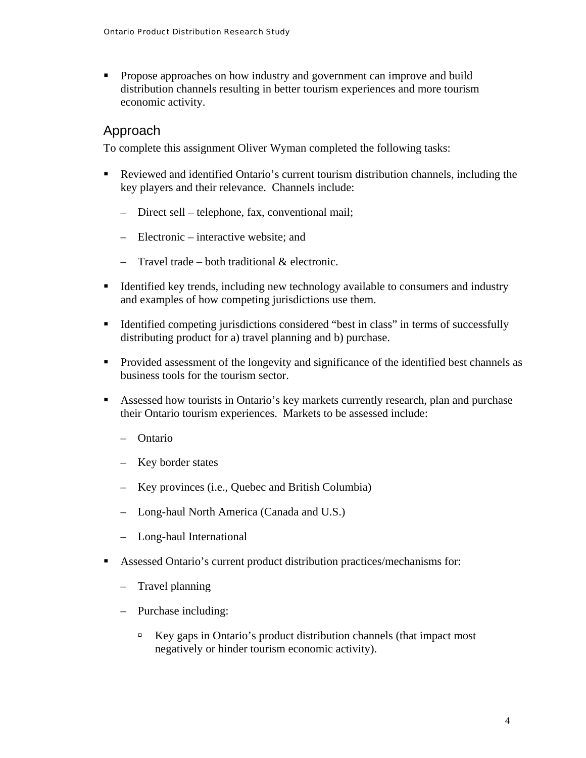- Propose approaches on how industry and government can improve and build distribution channels resulting in better tourism experiences and more tourism economic activity.

## Approach

To complete this assignment Oliver Wyman completed the following tasks:

- Reviewed and identified Ontario's current tourism distribution channels, including the key players and their relevance. Channels include:
  - Direct sell – telephone, fax, conventional mail;
  - Electronic – interactive website; and
  - Travel trade – both traditional & electronic.
- Identified key trends, including new technology available to consumers and industry and examples of how competing jurisdictions use them.
- Identified competing jurisdictions considered "best in class" in terms of successfully distributing product for a) travel planning and b) purchase.
- Provided assessment of the longevity and significance of the identified best channels as business tools for the tourism sector.
- Assessed how tourists in Ontario's key markets currently research, plan and purchase their Ontario tourism experiences. Markets to be assessed include:
  - Ontario
  - Key border states
  - Key provinces (i.e., Quebec and British Columbia)
  - Long-haul North America (Canada and U.S.)
  - Long-haul International
- Assessed Ontario's current product distribution practices/mechanisms for:
  - Travel planning
  - Purchase including:
    - Key gaps in Ontario's product distribution channels (that impact most negatively or hinder tourism economic activity).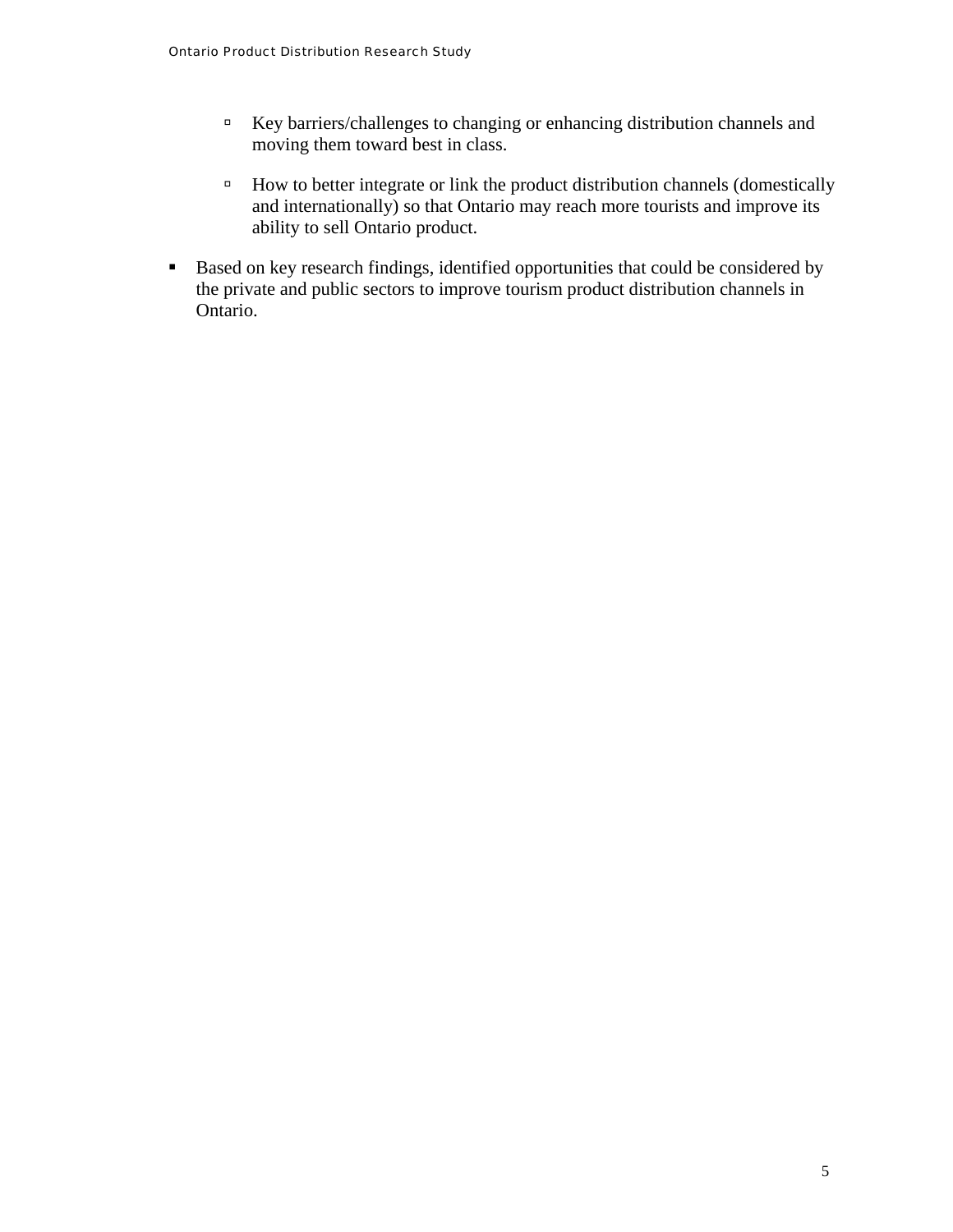- Key barriers/challenges to changing or enhancing distribution channels and moving them toward best in class.

  - How to better integrate or link the product distribution channels (domestically and internationally) so that Ontario may reach more tourists and improve its ability to sell Ontario product.

- Based on key research findings, identified opportunities that could be considered by the private and public sectors to improve tourism product distribution channels in Ontario.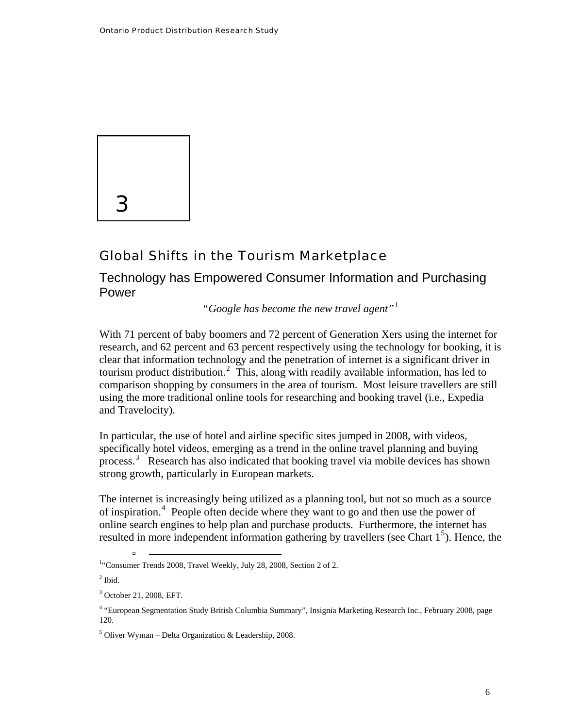# 3

## Global Shifts in the Tourism Marketplace

### Technology has Empowered Consumer Information and Purchasing Power

*"Google has become the new travel agent"*[1]

With 71 percent of baby boomers and 72 percent of Generation Xers using the internet for research, and 62 percent and 63 percent respectively using the technology for booking, it is clear that information technology and the penetration of internet is a significant driver in tourism product distribution.[2] This, along with readily available information, has led to comparison shopping by consumers in the area of tourism. Most leisure travellers are still using the more traditional online tools for researching and booking travel (i.e., Expedia and Travelocity).

In particular, the use of hotel and airline specific sites jumped in 2008, with videos, specifically hotel videos, emerging as a trend in the online travel planning and buying process.[3] Research has also indicated that booking travel via mobile devices has shown strong growth, particularly in European markets.

The internet is increasingly being utilized as a planning tool, but not so much as a source of inspiration.[4] People often decide where they want to go and then use the power of online search engines to help plan and purchase products. Furthermore, the internet has resulted in more independent information gathering by travellers (see Chart 1[5]). Hence, the

---

[1] "Consumer Trends 2008, Travel Weekly, July 28, 2008, Section 2 of 2.

[2] Ibid.

[3] October 21, 2008, EFT.

[4] "European Segmentation Study British Columbia Summary", Insignia Marketing Research Inc., February 2008, page 120.

[5] Oliver Wyman – Delta Organization & Leadership, 2008.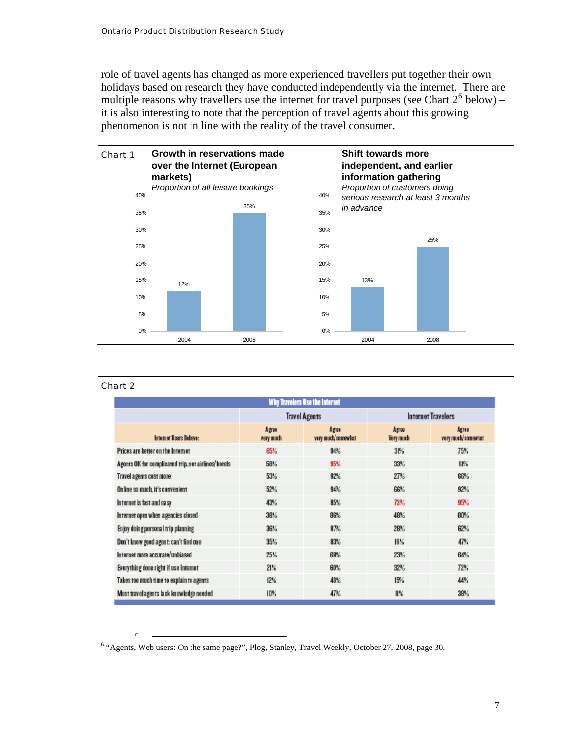role of travel agents has changed as more experienced travellers put together their own holidays based on research they have conducted independently via the internet. There are multiple reasons why travellers use the internet for travel purposes (see Chart 2[6] below) – it is also interesting to note that the perception of travel agents about this growing phenomenon is not in line with the reality of the travel consumer.

Chart 1

**Growth in reservations made over the Internet (European markets)**

*Proportion of all leisure bookings*

| Year | Proportion |
|---|---|
| 2004 | 12% |
| 2008 | 35% |

**Shift towards more independent, and earlier information gathering**

*Proportion of customers doing serious research at least 3 months in advance*

| Year | Proportion |
|---|---|
| 2004 | 13% |
| 2008 | 25% |

Chart 2

**Why Travelers Use the Internet**

| | Travel Agents | | Internet Travelers | |
|---|---|---|---|---|
| Internet Users Believe: | Agree very much | Agree very much/somewhat | Agree Very much | Agree very much/somewhat |
| Prices are better on the Internet | 65% | 94% | 31% | 75% |
| Agents OK for complicated trip, not airlines/hotels | 58% | 95% | 33% | 61% |
| Travel agents cost more | 53% | 92% | 27% | 66% |
| Online so much, it's convenient | 52% | 94% | 66% | 92% |
| Internet is fast and easy | 43% | 85% | 73% | 95% |
| Internet open when agencies closed | 38% | 86% | 48% | 80% |
| Enjoy doing personal trip planning | 36% | 87% | 28% | 62% |
| Don't know good agent; can't find one | 35% | 83% | 19% | 47% |
| Internet more accurate/unbiased | 25% | 69% | 23% | 64% |
| Everything done right if use Internet | 21% | 60% | 32% | 72% |
| Takes too much time to explain to agents | 12% | 48% | 15% | 44% |
| Most travel agents lack knowledge needed | 10% | 47% | 11% | 38% |

[6] "Agents, Web users: On the same page?", Plog, Stanley, Travel Weekly, October 27, 2008, page 30.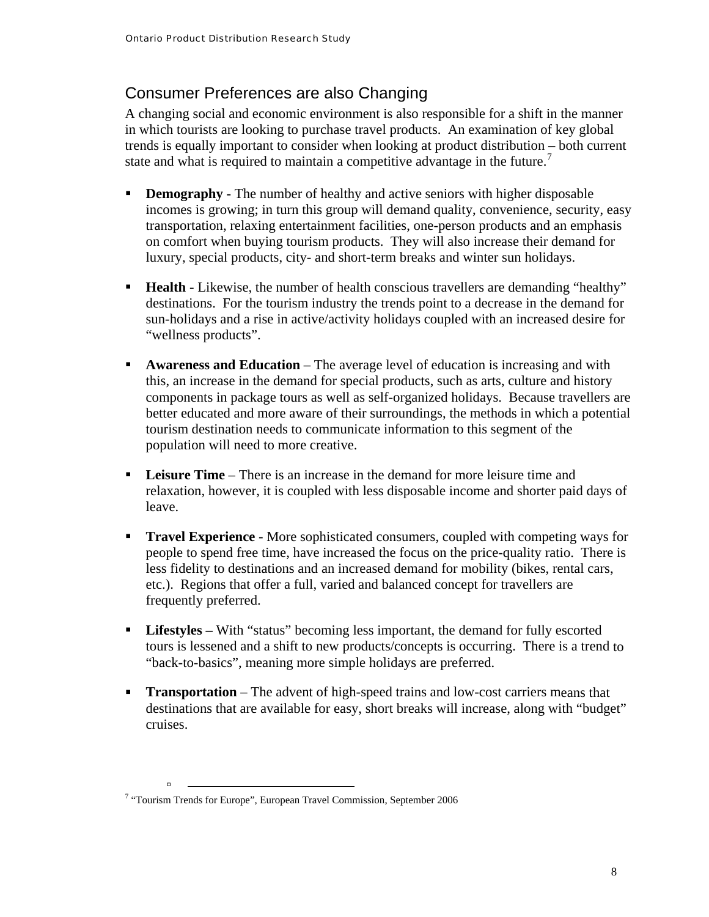## Consumer Preferences are also Changing

A changing social and economic environment is also responsible for a shift in the manner in which tourists are looking to purchase travel products. An examination of key global trends is equally important to consider when looking at product distribution – both current state and what is required to maintain a competitive advantage in the future.[7]

- **Demography -** The number of healthy and active seniors with higher disposable incomes is growing; in turn this group will demand quality, convenience, security, easy transportation, relaxing entertainment facilities, one-person products and an emphasis on comfort when buying tourism products. They will also increase their demand for luxury, special products, city- and short-term breaks and winter sun holidays.

- **Health -** Likewise, the number of health conscious travellers are demanding "healthy" destinations. For the tourism industry the trends point to a decrease in the demand for sun-holidays and a rise in active/activity holidays coupled with an increased desire for "wellness products".

- **Awareness and Education** – The average level of education is increasing and with this, an increase in the demand for special products, such as arts, culture and history components in package tours as well as self-organized holidays. Because travellers are better educated and more aware of their surroundings, the methods in which a potential tourism destination needs to communicate information to this segment of the population will need to more creative.

- **Leisure Time** – There is an increase in the demand for more leisure time and relaxation, however, it is coupled with less disposable income and shorter paid days of leave.

- **Travel Experience** - More sophisticated consumers, coupled with competing ways for people to spend free time, have increased the focus on the price-quality ratio. There is less fidelity to destinations and an increased demand for mobility (bikes, rental cars, etc.). Regions that offer a full, varied and balanced concept for travellers are frequently preferred.

- **Lifestyles –** With "status" becoming less important, the demand for fully escorted tours is lessened and a shift to new products/concepts is occurring. There is a trend to "back-to-basics", meaning more simple holidays are preferred.

- **Transportation** – The advent of high-speed trains and low-cost carriers means that destinations that are available for easy, short breaks will increase, along with "budget" cruises.

[7] "Tourism Trends for Europe", European Travel Commission, September 2006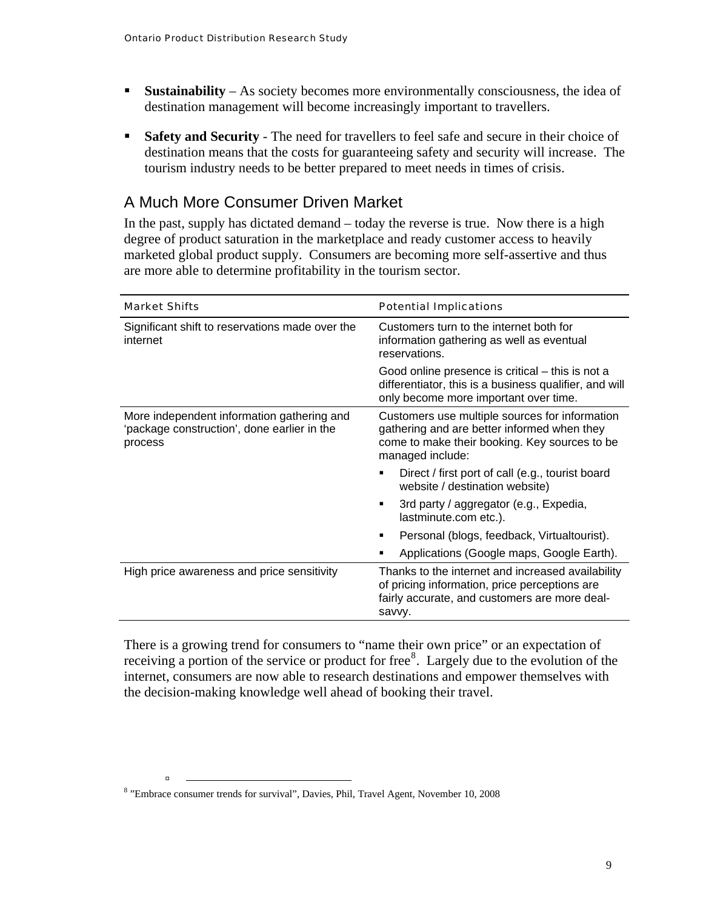- **Sustainability** – As society becomes more environmentally consciousness, the idea of destination management will become increasingly important to travellers.

- **Safety and Security** - The need for travellers to feel safe and secure in their choice of destination means that the costs for guaranteeing safety and security will increase. The tourism industry needs to be better prepared to meet needs in times of crisis.

## A Much More Consumer Driven Market

In the past, supply has dictated demand – today the reverse is true. Now there is a high degree of product saturation in the marketplace and ready customer access to heavily marketed global product supply. Consumers are becoming more self-assertive and thus are more able to determine profitability in the tourism sector.

| Market Shifts | Potential Implications |
|---|---|
| Significant shift to reservations made over the internet | Customers turn to the internet both for information gathering as well as eventual reservations.<br><br>Good online presence is critical – this is not a differentiator, this is a business qualifier, and will only become more important over time. |
| More independent information gathering and 'package construction', done earlier in the process | Customers use multiple sources for information gathering and are better informed when they come to make their booking. Key sources to be managed include:<br>▪ Direct / first port of call (e.g., tourist board website / destination website)<br>▪ 3rd party / aggregator (e.g., Expedia, lastminute.com etc.).<br>▪ Personal (blogs, feedback, Virtualtourist).<br>▪ Applications (Google maps, Google Earth). |
| High price awareness and price sensitivity | Thanks to the internet and increased availability of pricing information, price perceptions are fairly accurate, and customers are more deal-savvy. |

There is a growing trend for consumers to "name their own price" or an expectation of receiving a portion of the service or product for free[8]. Largely due to the evolution of the internet, consumers are now able to research destinations and empower themselves with the decision-making knowledge well ahead of booking their travel.

[8] "Embrace consumer trends for survival", Davies, Phil, Travel Agent, November 10, 2008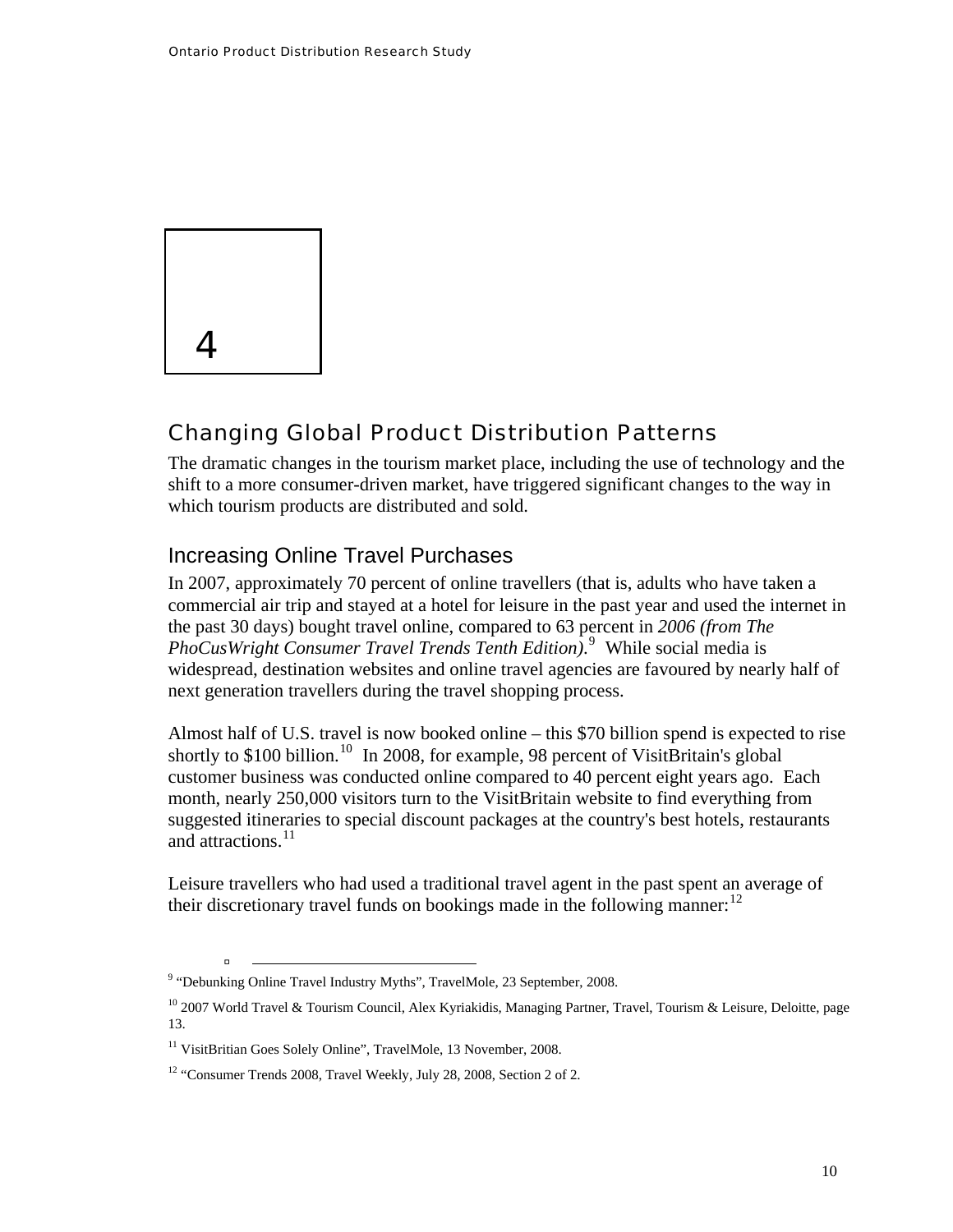# 4

## Changing Global Product Distribution Patterns

The dramatic changes in the tourism market place, including the use of technology and the shift to a more consumer-driven market, have triggered significant changes to the way in which tourism products are distributed and sold.

### Increasing Online Travel Purchases

In 2007, approximately 70 percent of online travellers (that is, adults who have taken a commercial air trip and stayed at a hotel for leisure in the past year and used the internet in the past 30 days) bought travel online, compared to 63 percent in *2006 (from The PhoCusWright Consumer Travel Trends Tenth Edition).*[9] While social media is widespread, destination websites and online travel agencies are favoured by nearly half of next generation travellers during the travel shopping process.

Almost half of U.S. travel is now booked online – this $70 billion spend is expected to rise shortly to $100 billion.[10] In 2008, for example, 98 percent of VisitBritain's global customer business was conducted online compared to 40 percent eight years ago. Each month, nearly 250,000 visitors turn to the VisitBritain website to find everything from suggested itineraries to special discount packages at the country's best hotels, restaurants and attractions.[11]

Leisure travellers who had used a traditional travel agent in the past spent an average of their discretionary travel funds on bookings made in the following manner:[12]

---

[9] "Debunking Online Travel Industry Myths", TravelMole, 23 September, 2008.

[10] 2007 World Travel & Tourism Council, Alex Kyriakidis, Managing Partner, Travel, Tourism & Leisure, Deloitte, page 13.

[11] VisitBritian Goes Solely Online", TravelMole, 13 November, 2008.

[12] "Consumer Trends 2008, Travel Weekly, July 28, 2008, Section 2 of 2.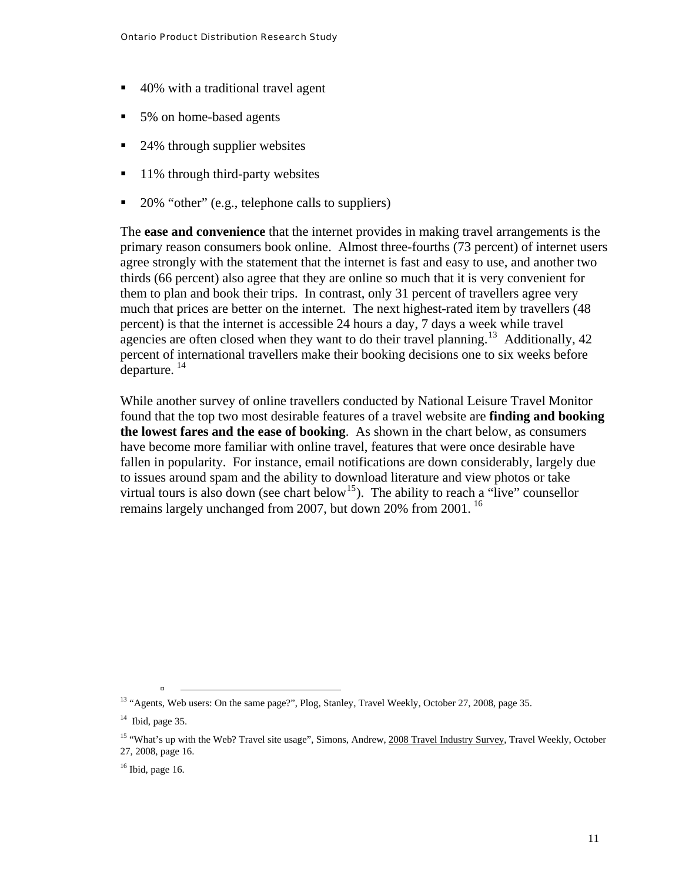- 40% with a traditional travel agent
- 5% on home-based agents
- 24% through supplier websites
- 11% through third-party websites
- 20% "other" (e.g., telephone calls to suppliers)

The **ease and convenience** that the internet provides in making travel arrangements is the primary reason consumers book online. Almost three-fourths (73 percent) of internet users agree strongly with the statement that the internet is fast and easy to use, and another two thirds (66 percent) also agree that they are online so much that it is very convenient for them to plan and book their trips. In contrast, only 31 percent of travellers agree very much that prices are better on the internet. The next highest-rated item by travellers (48 percent) is that the internet is accessible 24 hours a day, 7 days a week while travel agencies are often closed when they want to do their travel planning.[13] Additionally, 42 percent of international travellers make their booking decisions one to six weeks before departure. [14]

While another survey of online travellers conducted by National Leisure Travel Monitor found that the top two most desirable features of a travel website are **finding and booking the lowest fares and the ease of booking**. As shown in the chart below, as consumers have become more familiar with online travel, features that were once desirable have fallen in popularity. For instance, email notifications are down considerably, largely due to issues around spam and the ability to download literature and view photos or take virtual tours is also down (see chart below[15]). The ability to reach a "live" counsellor remains largely unchanged from 2007, but down 20% from 2001. [16]

---

[13] "Agents, Web users: On the same page?", Plog, Stanley, Travel Weekly, October 27, 2008, page 35.

[14] Ibid, page 35.

[15] "What's up with the Web? Travel site usage", Simons, Andrew, 2008 Travel Industry Survey, Travel Weekly, October 27, 2008, page 16.

[16] Ibid, page 16.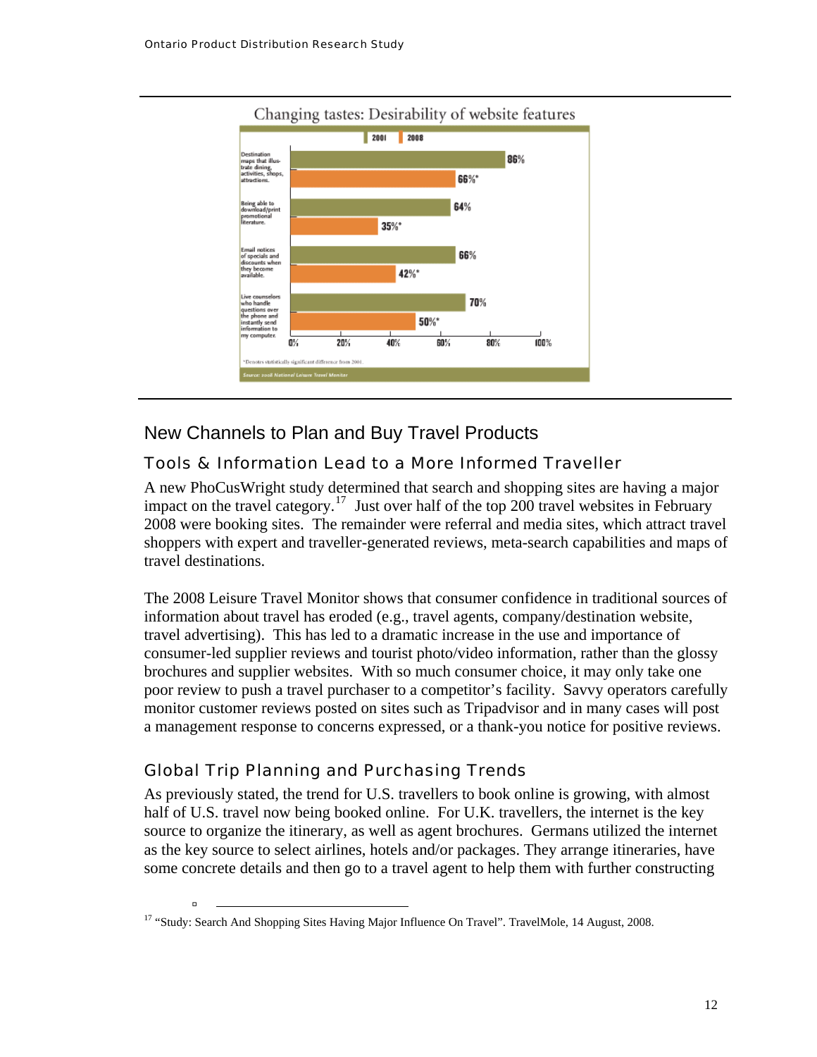**Changing tastes: Desirability of website features**

| Feature | 2001 | 2008 |
|---|---|---|
| Destination maps that illustrate dining, activities, shops, attractions. | 86% | 66%* |
| Being able to download/print promotional literature. | 64% | 35%* |
| Email notices of specials and discounts when they become available. | 66% | 42%* |
| Live counselors who handle questions over the phone and instantly send information to my computer. | 70% | 50%* |

*Denotes statistically significant difference from 2001.

*Source: 2008 National Leisure Travel Monitor*

## New Channels to Plan and Buy Travel Products

### Tools & Information Lead to a More Informed Traveller

A new PhoCusWright study determined that search and shopping sites are having a major impact on the travel category.[17] Just over half of the top 200 travel websites in February 2008 were booking sites. The remainder were referral and media sites, which attract travel shoppers with expert and traveller-generated reviews, meta-search capabilities and maps of travel destinations.

The 2008 Leisure Travel Monitor shows that consumer confidence in traditional sources of information about travel has eroded (e.g., travel agents, company/destination website, travel advertising). This has led to a dramatic increase in the use and importance of consumer-led supplier reviews and tourist photo/video information, rather than the glossy brochures and supplier websites. With so much consumer choice, it may only take one poor review to push a travel purchaser to a competitor's facility. Savvy operators carefully monitor customer reviews posted on sites such as Tripadvisor and in many cases will post a management response to concerns expressed, or a thank-you notice for positive reviews.

### Global Trip Planning and Purchasing Trends

As previously stated, the trend for U.S. travellers to book online is growing, with almost half of U.S. travel now being booked online. For U.K. travellers, the internet is the key source to organize the itinerary, as well as agent brochures. Germans utilized the internet as the key source to select airlines, hotels and/or packages. They arrange itineraries, have some concrete details and then go to a travel agent to help them with further constructing

---

[17] "Study: Search And Shopping Sites Having Major Influence On Travel". TravelMole, 14 August, 2008.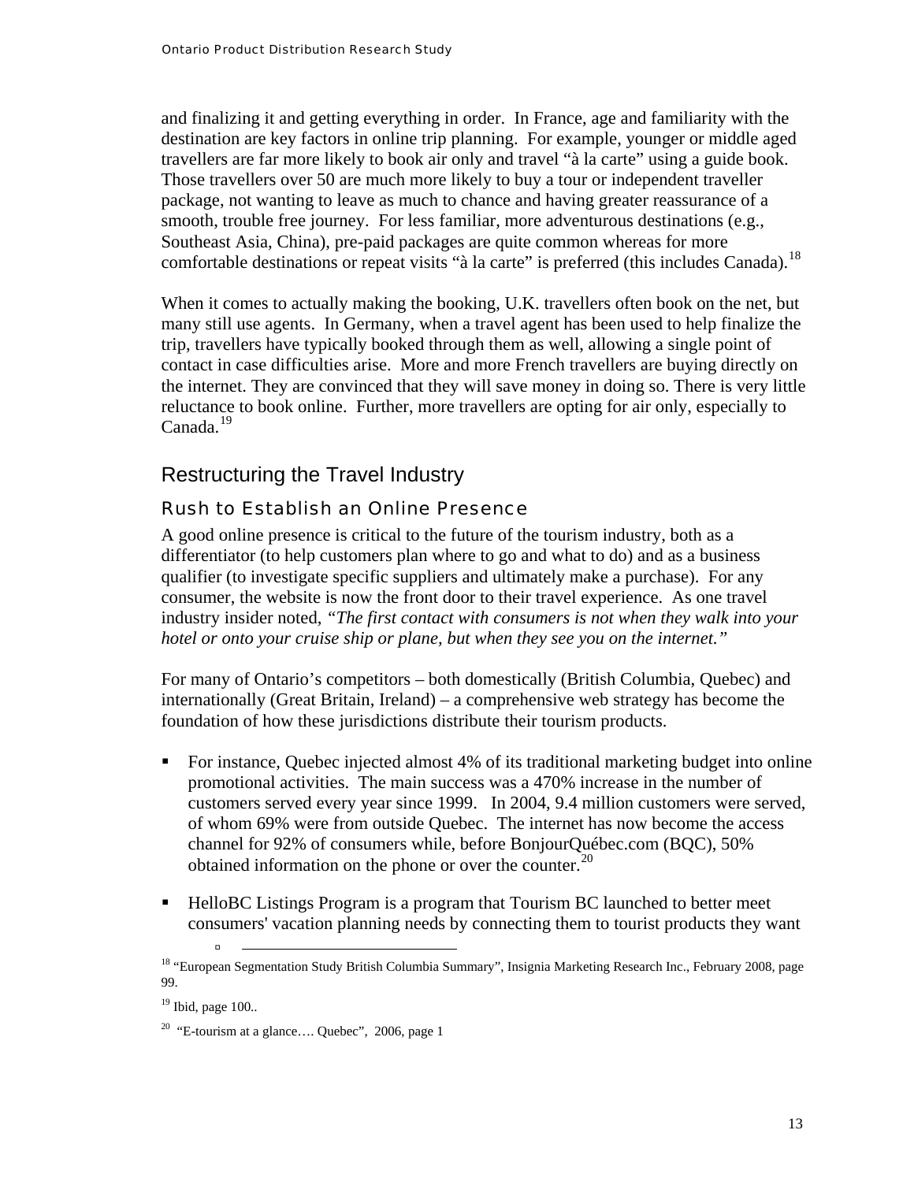and finalizing it and getting everything in order. In France, age and familiarity with the destination are key factors in online trip planning. For example, younger or middle aged travellers are far more likely to book air only and travel "à la carte" using a guide book. Those travellers over 50 are much more likely to buy a tour or independent traveller package, not wanting to leave as much to chance and having greater reassurance of a smooth, trouble free journey. For less familiar, more adventurous destinations (e.g., Southeast Asia, China), pre-paid packages are quite common whereas for more comfortable destinations or repeat visits "à la carte" is preferred (this includes Canada).[18]

When it comes to actually making the booking, U.K. travellers often book on the net, but many still use agents. In Germany, when a travel agent has been used to help finalize the trip, travellers have typically booked through them as well, allowing a single point of contact in case difficulties arise. More and more French travellers are buying directly on the internet. They are convinced that they will save money in doing so. There is very little reluctance to book online. Further, more travellers are opting for air only, especially to Canada.[19]

## Restructuring the Travel Industry

### Rush to Establish an Online Presence

A good online presence is critical to the future of the tourism industry, both as a differentiator (to help customers plan where to go and what to do) and as a business qualifier (to investigate specific suppliers and ultimately make a purchase). For any consumer, the website is now the front door to their travel experience. As one travel industry insider noted, *"The first contact with consumers is not when they walk into your hotel or onto your cruise ship or plane, but when they see you on the internet."*

For many of Ontario's competitors – both domestically (British Columbia, Quebec) and internationally (Great Britain, Ireland) – a comprehensive web strategy has become the foundation of how these jurisdictions distribute their tourism products.

- For instance, Quebec injected almost 4% of its traditional marketing budget into online promotional activities. The main success was a 470% increase in the number of customers served every year since 1999. In 2004, 9.4 million customers were served, of whom 69% were from outside Quebec. The internet has now become the access channel for 92% of consumers while, before BonjourQuébec.com (BQC), 50% obtained information on the phone or over the counter.[20]
- HelloBC Listings Program is a program that Tourism BC launched to better meet consumers' vacation planning needs by connecting them to tourist products they want

---

[18] "European Segmentation Study British Columbia Summary", Insignia Marketing Research Inc., February 2008, page 99.

[19] Ibid, page 100..

[20] "E-tourism at a glance…. Quebec", 2006, page 1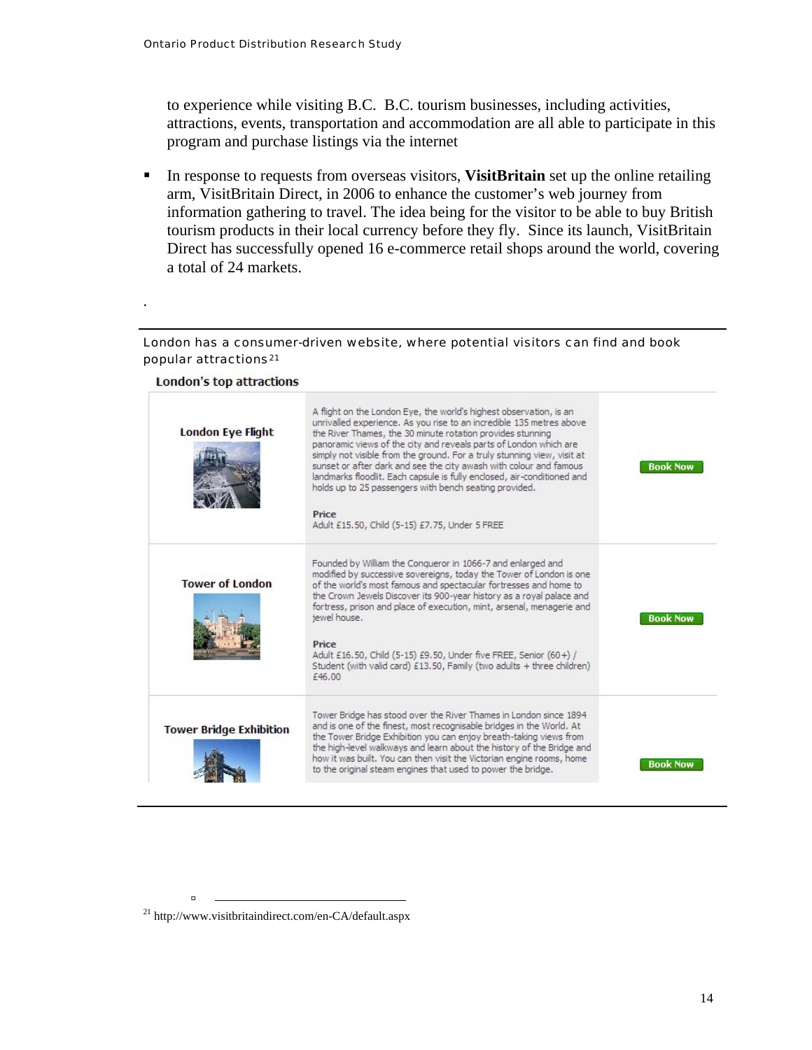to experience while visiting B.C. B.C. tourism businesses, including activities, attractions, events, transportation and accommodation are all able to participate in this program and purchase listings via the internet

- In response to requests from overseas visitors, **VisitBritain** set up the online retailing arm, VisitBritain Direct, in 2006 to enhance the customer's web journey from information gathering to travel. The idea being for the visitor to be able to buy British tourism products in their local currency before they fly. Since its launch, VisitBritain Direct has successfully opened 16 e-commerce retail shops around the world, covering a total of 24 markets.

.

London has a consumer-driven website, where potential visitors can find and book popular attractions[21]

**London's top attractions**

| | | |
|---|---|---|
| **London Eye Flight** | A flight on the London Eye, the world's highest observation, is an unrivalled experience. As you rise to an incredible 135 metres above the River Thames, the 30 minute rotation provides stunning panoramic views of the city and reveals parts of London which are simply not visible from the ground. For a truly stunning view, visit at sunset or after dark and see the city awash with colour and famous landmarks floodlit. Each capsule is fully enclosed, air-conditioned and holds up to 25 passengers with bench seating provided.<br><br>**Price**<br>Adult £15.50, Child (5-15) £7.75, Under 5 FREE | Book Now |
| **Tower of London** | Founded by William the Conqueror in 1066-7 and enlarged and modified by successive sovereigns, today the Tower of London is one of the world's most famous and spectacular fortresses and home to the Crown Jewels Discover its 900-year history as a royal palace and fortress, prison and place of execution, mint, arsenal, menagerie and jewel house.<br><br>**Price**<br>Adult £16.50, Child (5-15) £9.50, Under five FREE, Senior (60+) / Student (with valid card) £13.50, Family (two adults + three children) £46.00 | Book Now |
| **Tower Bridge Exhibition** | Tower Bridge has stood over the River Thames in London since 1894 and is one of the finest, most recognisable bridges in the World. At the Tower Bridge Exhibition you can enjoy breath-taking views from the high-level walkways and learn about the history of the Bridge and how it was built. You can then visit the Victorian engine rooms, home to the original steam engines that used to power the bridge. | Book Now |

[21] http://www.visitbritaindirect.com/en-CA/default.aspx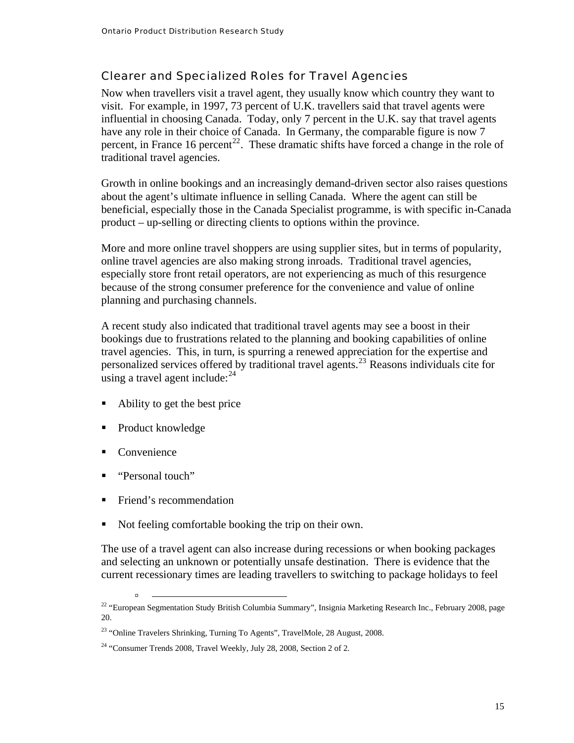## Clearer and Specialized Roles for Travel Agencies

Now when travellers visit a travel agent, they usually know which country they want to visit. For example, in 1997, 73 percent of U.K. travellers said that travel agents were influential in choosing Canada. Today, only 7 percent in the U.K. say that travel agents have any role in their choice of Canada. In Germany, the comparable figure is now 7 percent, in France 16 percent[22]. These dramatic shifts have forced a change in the role of traditional travel agencies.

Growth in online bookings and an increasingly demand-driven sector also raises questions about the agent's ultimate influence in selling Canada. Where the agent can still be beneficial, especially those in the Canada Specialist programme, is with specific in-Canada product – up-selling or directing clients to options within the province.

More and more online travel shoppers are using supplier sites, but in terms of popularity, online travel agencies are also making strong inroads. Traditional travel agencies, especially store front retail operators, are not experiencing as much of this resurgence because of the strong consumer preference for the convenience and value of online planning and purchasing channels.

A recent study also indicated that traditional travel agents may see a boost in their bookings due to frustrations related to the planning and booking capabilities of online travel agencies. This, in turn, is spurring a renewed appreciation for the expertise and personalized services offered by traditional travel agents.[23] Reasons individuals cite for using a travel agent include:[24]

- Ability to get the best price
- Product knowledge
- Convenience
- "Personal touch"
- Friend's recommendation
- Not feeling comfortable booking the trip on their own.

The use of a travel agent can also increase during recessions or when booking packages and selecting an unknown or potentially unsafe destination. There is evidence that the current recessionary times are leading travellers to switching to package holidays to feel

---

[22] "European Segmentation Study British Columbia Summary", Insignia Marketing Research Inc., February 2008, page 20.

[23] "Online Travelers Shrinking, Turning To Agents", TravelMole, 28 August, 2008.

[24] "Consumer Trends 2008, Travel Weekly, July 28, 2008, Section 2 of 2.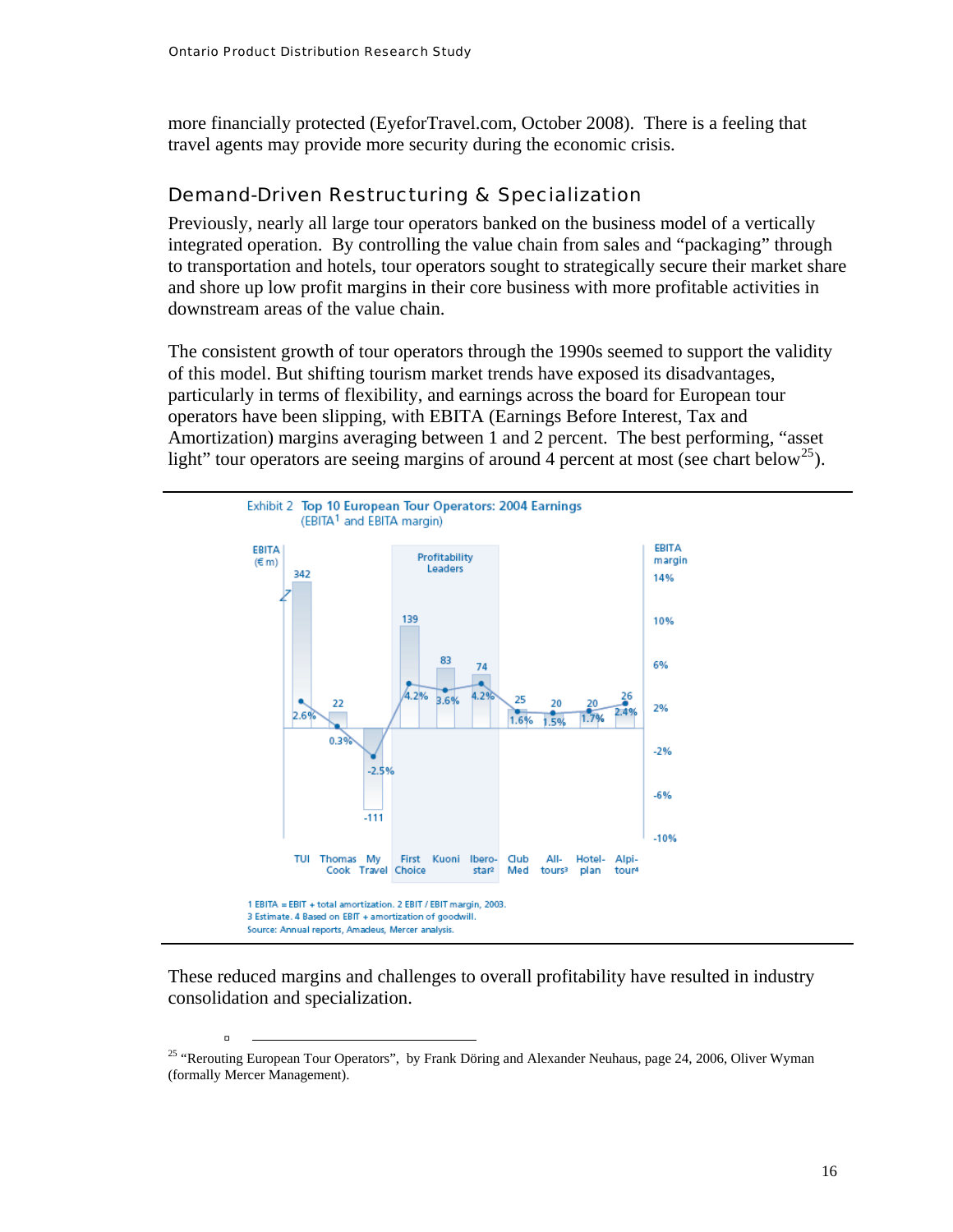more financially protected (EyeforTravel.com, October 2008). There is a feeling that travel agents may provide more security during the economic crisis.

## Demand-Driven Restructuring & Specialization

Previously, nearly all large tour operators banked on the business model of a vertically integrated operation. By controlling the value chain from sales and "packaging" through to transportation and hotels, tour operators sought to strategically secure their market share and shore up low profit margins in their core business with more profitable activities in downstream areas of the value chain.

The consistent growth of tour operators through the 1990s seemed to support the validity of this model. But shifting tourism market trends have exposed its disadvantages, particularly in terms of flexibility, and earnings across the board for European tour operators have been slipping, with EBITA (Earnings Before Interest, Tax and Amortization) margins averaging between 1 and 2 percent. The best performing, "asset light" tour operators are seeing margins of around 4 percent at most (see chart below[25]).

Exhibit 2 Top 10 European Tour Operators: 2004 Earnings (EBITA[1] and EBITA margin)

| | TUI | Thomas Cook | My Travel | First Choice | Kuoni | Iberostar[2] | Club Med | Alltours[3] | Hotelplan | Alpitour[4] |
|---|---|---|---|---|---|---|---|---|---|---|
| EBITA (€ m) | 342 | 22 | -111 | 139 | 83 | 74 | 25 | 20 | 20 | 26 |
| EBITA margin | 2.6% | 0.3% | -2.5% | 4.2% | 3.6% | 4.2% | 1.6% | 1.5% | 1.7% | 2.4% |

Profitability Leaders: First Choice, Kuoni, Iberostar

1 EBITA = EBIT + total amortization. 2 EBIT / EBIT margin, 2003.
3 Estimate. 4 Based on EBIT + amortization of goodwill.
Source: Annual reports, Amadeus, Mercer analysis.

These reduced margins and challenges to overall profitability have resulted in industry consolidation and specialization.

[25] "Rerouting European Tour Operators", by Frank Döring and Alexander Neuhaus, page 24, 2006, Oliver Wyman (formally Mercer Management).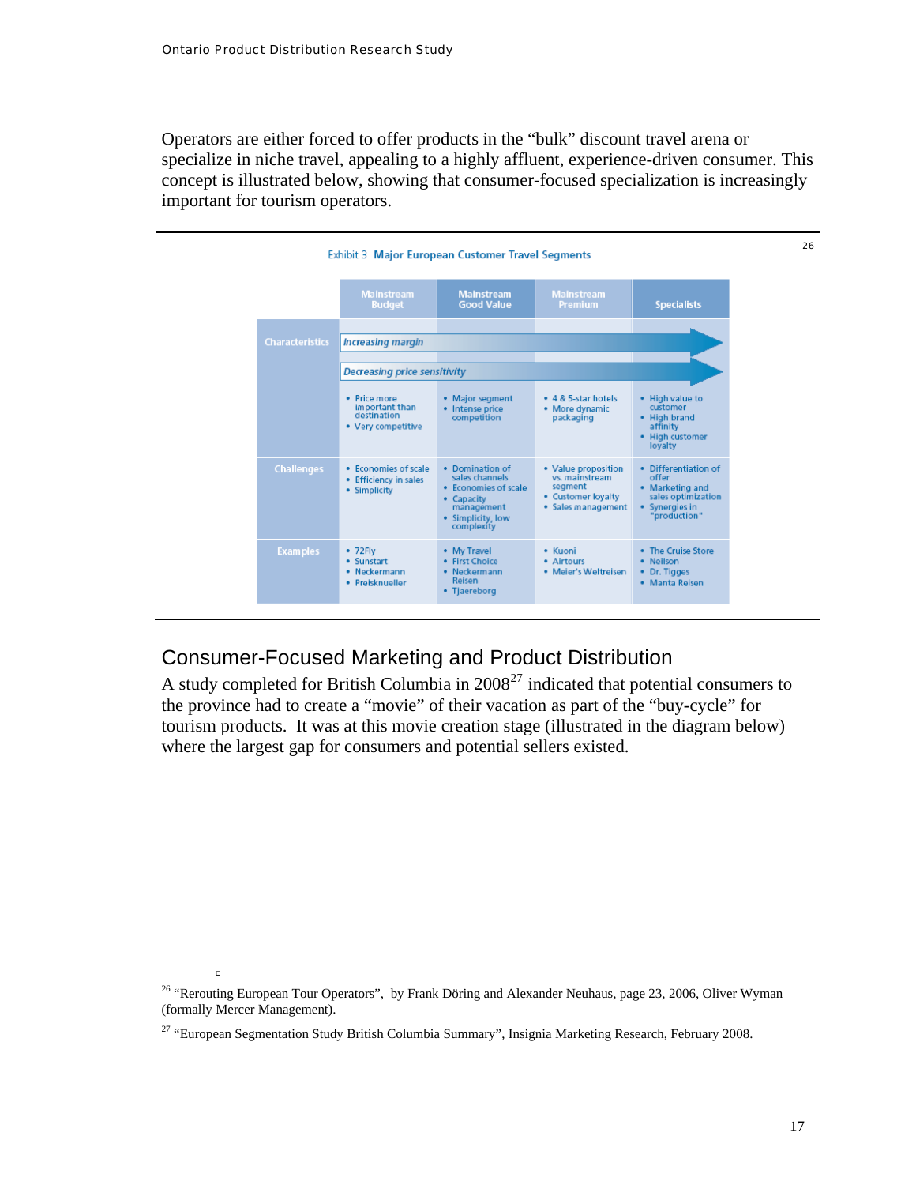Operators are either forced to offer products in the "bulk" discount travel arena or specialize in niche travel, appealing to a highly affluent, experience-driven consumer. This concept is illustrated below, showing that consumer-focused specialization is increasingly important for tourism operators.

[26]

Exhibit 3 **Major European Customer Travel Segments**

| | Mainstream Budget | Mainstream Good Value | Mainstream Premium | Specialists |
|---|---|---|---|---|
| Characteristics | *Increasing margin* → | | | |
| | *Decreasing price sensitivity* → | | | |
| | • Price more important than destination<br>• Very competitive | • Major segment<br>• Intense price competition | • 4 & 5-star hotels<br>• More dynamic packaging | • High value to customer<br>• High brand affinity<br>• High customer loyalty |
| Challenges | • Economies of scale<br>• Efficiency in sales<br>• Simplicity | • Domination of sales channels<br>• Economies of scale<br>• Capacity management<br>• Simplicity, low complexity | • Value proposition vs. mainstream segment<br>• Customer loyalty<br>• Sales management | • Differentiation of offer<br>• Marketing and sales optimization<br>• Synergies in "production" |
| Examples | • 72Fly<br>• Sunstart<br>• Neckermann<br>• Preisknueller | • My Travel<br>• First Choice<br>• Neckermann Reisen<br>• Tjaereborg | • Kuoni<br>• Airtours<br>• Meier's Weltreisen | • The Cruise Store<br>• Neilson<br>• Dr. Tigges<br>• Manta Reisen |

## Consumer-Focused Marketing and Product Distribution

A study completed for British Columbia in 2008[27] indicated that potential consumers to the province had to create a "movie" of their vacation as part of the "buy-cycle" for tourism products. It was at this movie creation stage (illustrated in the diagram below) where the largest gap for consumers and potential sellers existed.

---

[26] "Rerouting European Tour Operators", by Frank Döring and Alexander Neuhaus, page 23, 2006, Oliver Wyman (formally Mercer Management).

[27] "European Segmentation Study British Columbia Summary", Insignia Marketing Research, February 2008.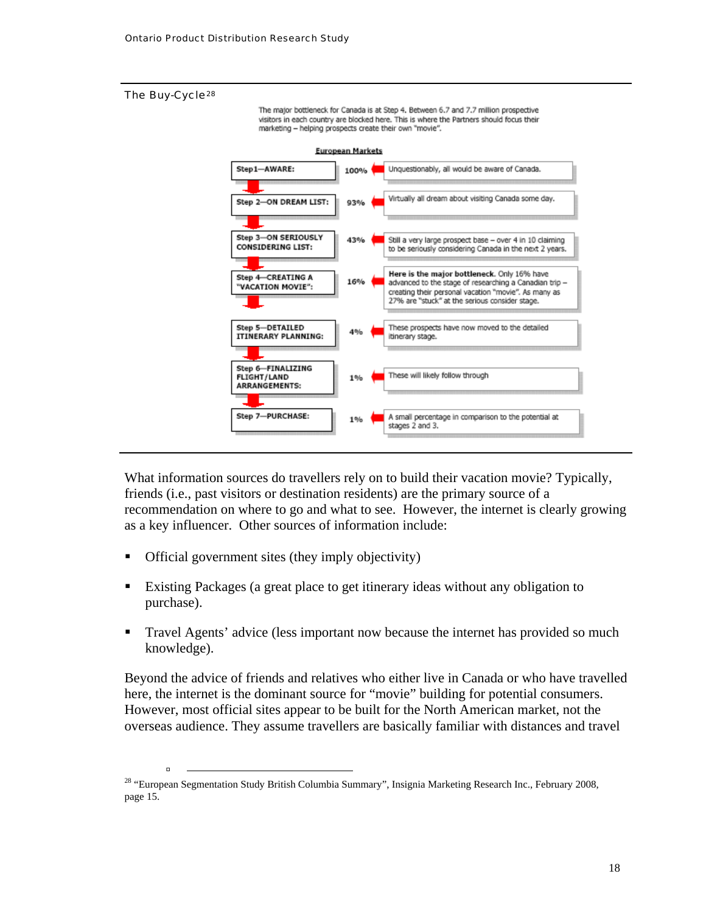### The Buy-Cycle[28]

The major bottleneck for Canada is at Step 4. Between 6.7 and 7.7 million prospective visitors in each country are blocked here. This is where the Partners should focus their marketing – helping prospects create their own "movie".

**European Markets**

| Step | % | Comment |
|---|---|---|
| Step 1—AWARE: | 100% | Unquestionably, all would be aware of Canada. |
| Step 2—ON DREAM LIST: | 93% | Virtually all dream about visiting Canada some day. |
| Step 3—ON SERIOUSLY CONSIDERING LIST: | 43% | Still a very large prospect base – over 4 in 10 claiming to be seriously considering Canada in the next 2 years. |
| Step 4—CREATING A "VACATION MOVIE": | 16% | **Here is the major bottleneck.** Only 16% have advanced to the stage of researching a Canadian trip – creating their personal vacation "movie". As many as 27% are "stuck" at the serious consider stage. |
| Step 5—DETAILED ITINERARY PLANNING: | 4% | These prospects have now moved to the detailed itinerary stage. |
| Step 6—FINALIZING FLIGHT/LAND ARRANGEMENTS: | 1% | These will likely follow through |
| Step 7—PURCHASE: | 1% | A small percentage in comparison to the potential at stages 2 and 3. |

What information sources do travellers rely on to build their vacation movie? Typically, friends (i.e., past visitors or destination residents) are the primary source of a recommendation on where to go and what to see. However, the internet is clearly growing as a key influencer. Other sources of information include:

- Official government sites (they imply objectivity)
- Existing Packages (a great place to get itinerary ideas without any obligation to purchase).
- Travel Agents' advice (less important now because the internet has provided so much knowledge).

Beyond the advice of friends and relatives who either live in Canada or who have travelled here, the internet is the dominant source for "movie" building for potential consumers. However, most official sites appear to be built for the North American market, not the overseas audience. They assume travellers are basically familiar with distances and travel

---

[28] "European Segmentation Study British Columbia Summary", Insignia Marketing Research Inc., February 2008, page 15.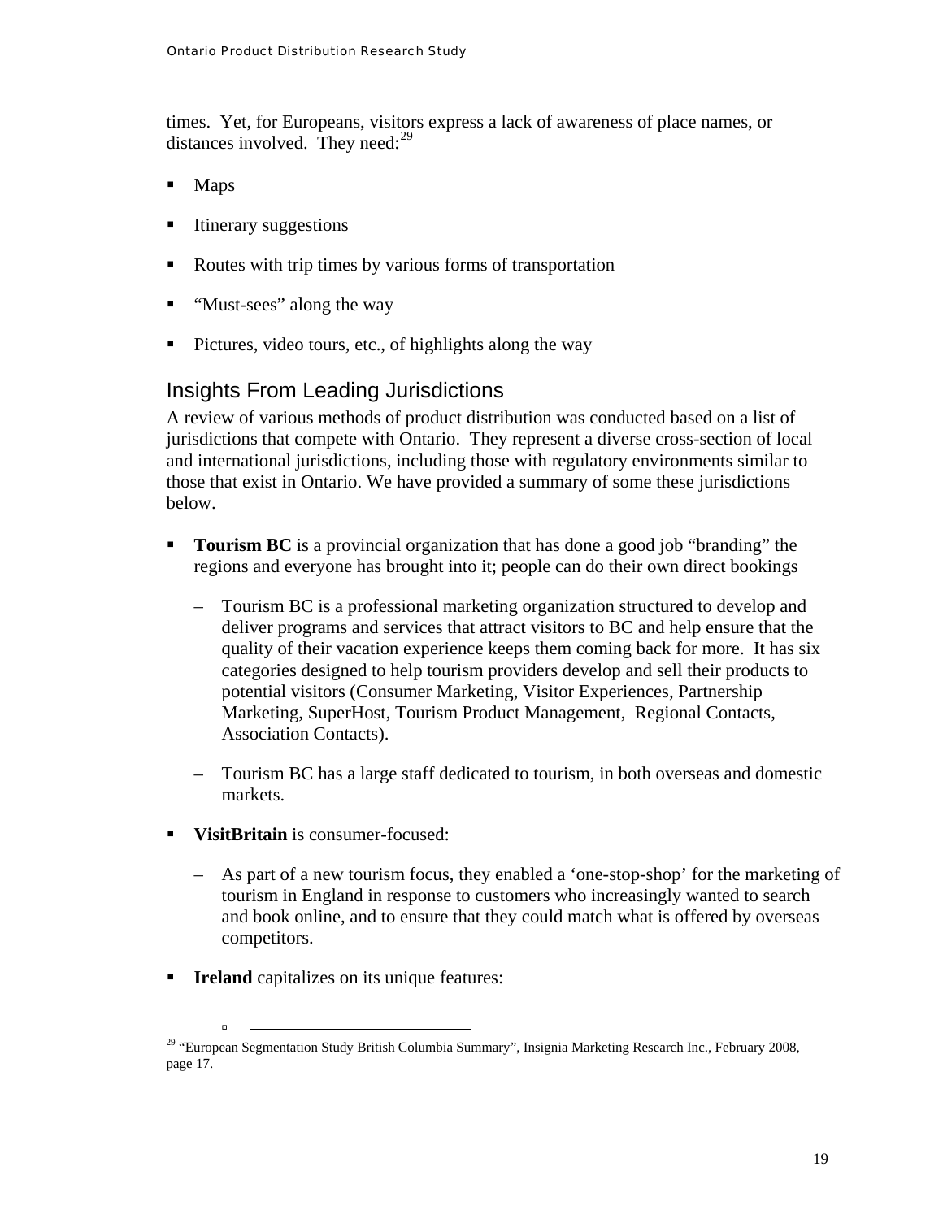times. Yet, for Europeans, visitors express a lack of awareness of place names, or distances involved. They need:[29]

- Maps
- Itinerary suggestions
- Routes with trip times by various forms of transportation
- "Must-sees" along the way
- Pictures, video tours, etc., of highlights along the way

## Insights From Leading Jurisdictions

A review of various methods of product distribution was conducted based on a list of jurisdictions that compete with Ontario. They represent a diverse cross-section of local and international jurisdictions, including those with regulatory environments similar to those that exist in Ontario. We have provided a summary of some these jurisdictions below.

- **Tourism BC** is a provincial organization that has done a good job "branding" the regions and everyone has brought into it; people can do their own direct bookings
  - Tourism BC is a professional marketing organization structured to develop and deliver programs and services that attract visitors to BC and help ensure that the quality of their vacation experience keeps them coming back for more. It has six categories designed to help tourism providers develop and sell their products to potential visitors (Consumer Marketing, Visitor Experiences, Partnership Marketing, SuperHost, Tourism Product Management, Regional Contacts, Association Contacts).
  - Tourism BC has a large staff dedicated to tourism, in both overseas and domestic markets.
- **VisitBritain** is consumer-focused:
  - As part of a new tourism focus, they enabled a 'one-stop-shop' for the marketing of tourism in England in response to customers who increasingly wanted to search and book online, and to ensure that they could match what is offered by overseas competitors.
- **Ireland** capitalizes on its unique features:

[29] "European Segmentation Study British Columbia Summary", Insignia Marketing Research Inc., February 2008, page 17.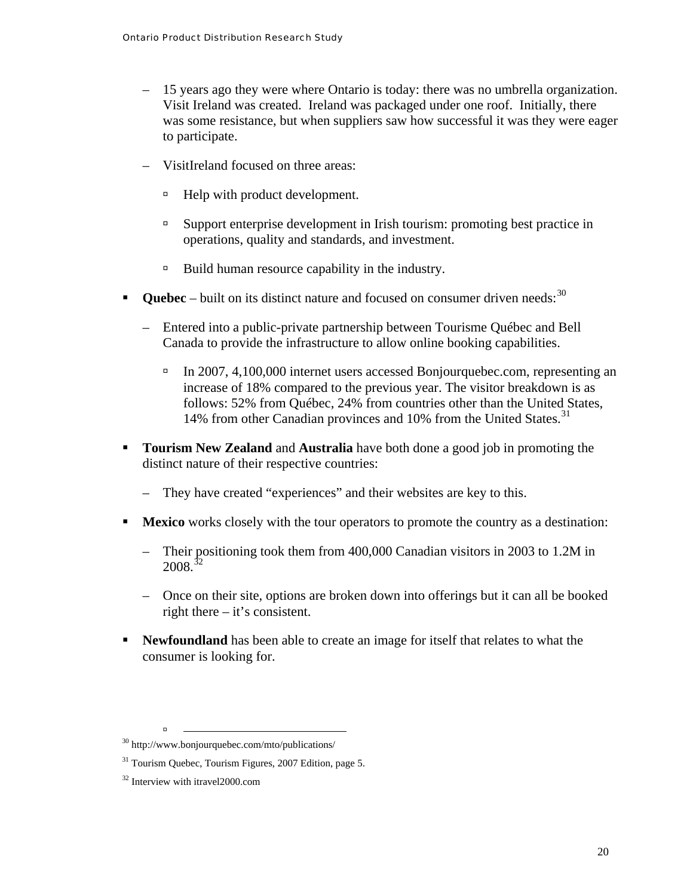- 15 years ago they were where Ontario is today: there was no umbrella organization. Visit Ireland was created. Ireland was packaged under one roof. Initially, there was some resistance, but when suppliers saw how successful it was they were eager to participate.
- VisitIreland focused on three areas:
  - Help with product development.
  - Support enterprise development in Irish tourism: promoting best practice in operations, quality and standards, and investment.
  - Build human resource capability in the industry.

- **Quebec** – built on its distinct nature and focused on consumer driven needs:[30]
  - Entered into a public-private partnership between Tourisme Québec and Bell Canada to provide the infrastructure to allow online booking capabilities.
    - In 2007, 4,100,000 internet users accessed Bonjourquebec.com, representing an increase of 18% compared to the previous year. The visitor breakdown is as follows: 52% from Québec, 24% from countries other than the United States, 14% from other Canadian provinces and 10% from the United States.[31]

- **Tourism New Zealand** and **Australia** have both done a good job in promoting the distinct nature of their respective countries:
  - They have created "experiences" and their websites are key to this.

- **Mexico** works closely with the tour operators to promote the country as a destination:
  - Their positioning took them from 400,000 Canadian visitors in 2003 to 1.2M in 2008.[32]
  - Once on their site, options are broken down into offerings but it can all be booked right there – it's consistent.

- **Newfoundland** has been able to create an image for itself that relates to what the consumer is looking for.

---

[30] http://www.bonjourquebec.com/mto/publications/

[31] Tourism Quebec, Tourism Figures, 2007 Edition, page 5.

[32] Interview with itravel2000.com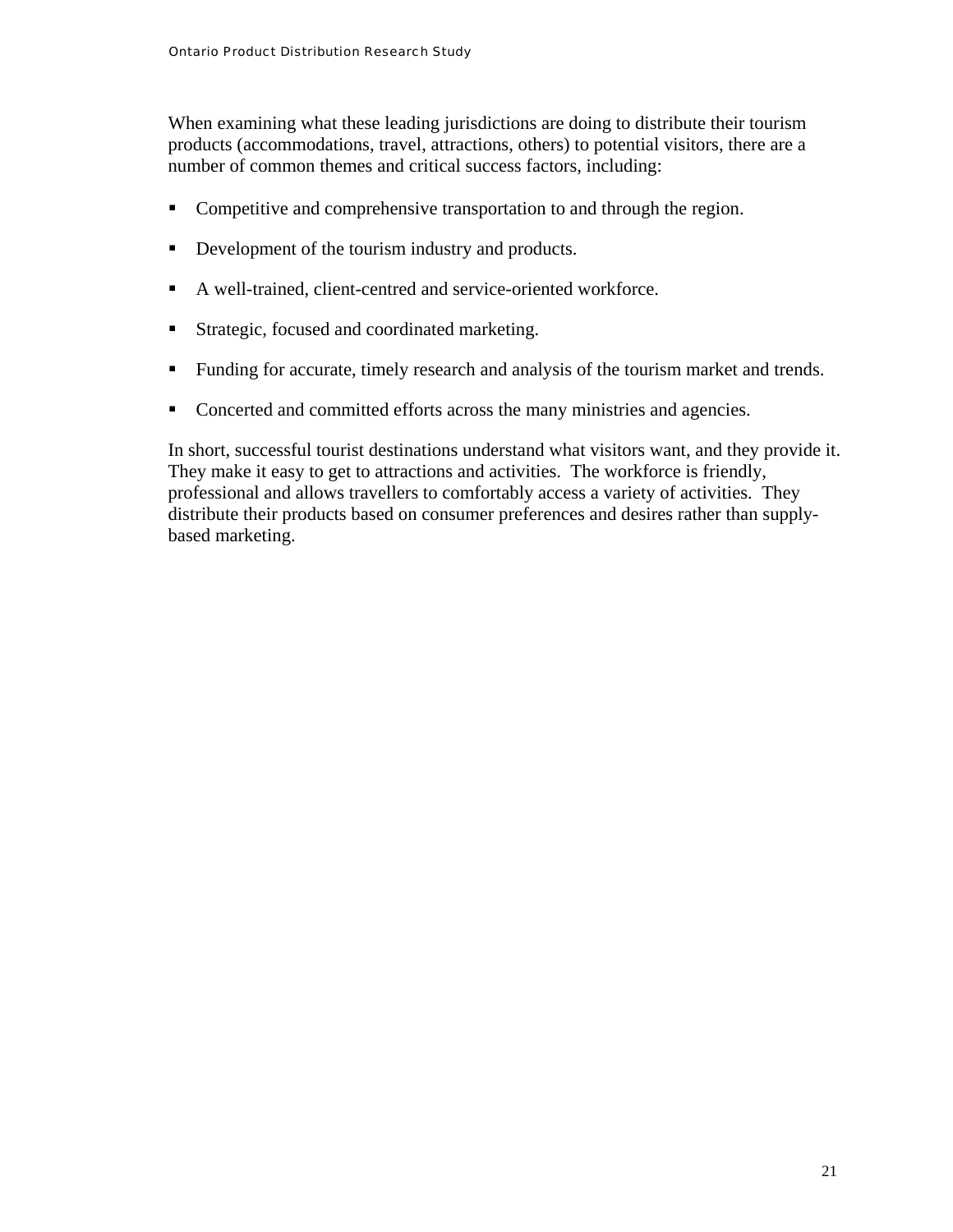When examining what these leading jurisdictions are doing to distribute their tourism products (accommodations, travel, attractions, others) to potential visitors, there are a number of common themes and critical success factors, including:

- Competitive and comprehensive transportation to and through the region.
- Development of the tourism industry and products.
- A well-trained, client-centred and service-oriented workforce.
- Strategic, focused and coordinated marketing.
- Funding for accurate, timely research and analysis of the tourism market and trends.
- Concerted and committed efforts across the many ministries and agencies.

In short, successful tourist destinations understand what visitors want, and they provide it. They make it easy to get to attractions and activities. The workforce is friendly, professional and allows travellers to comfortably access a variety of activities. They distribute their products based on consumer preferences and desires rather than supply-based marketing.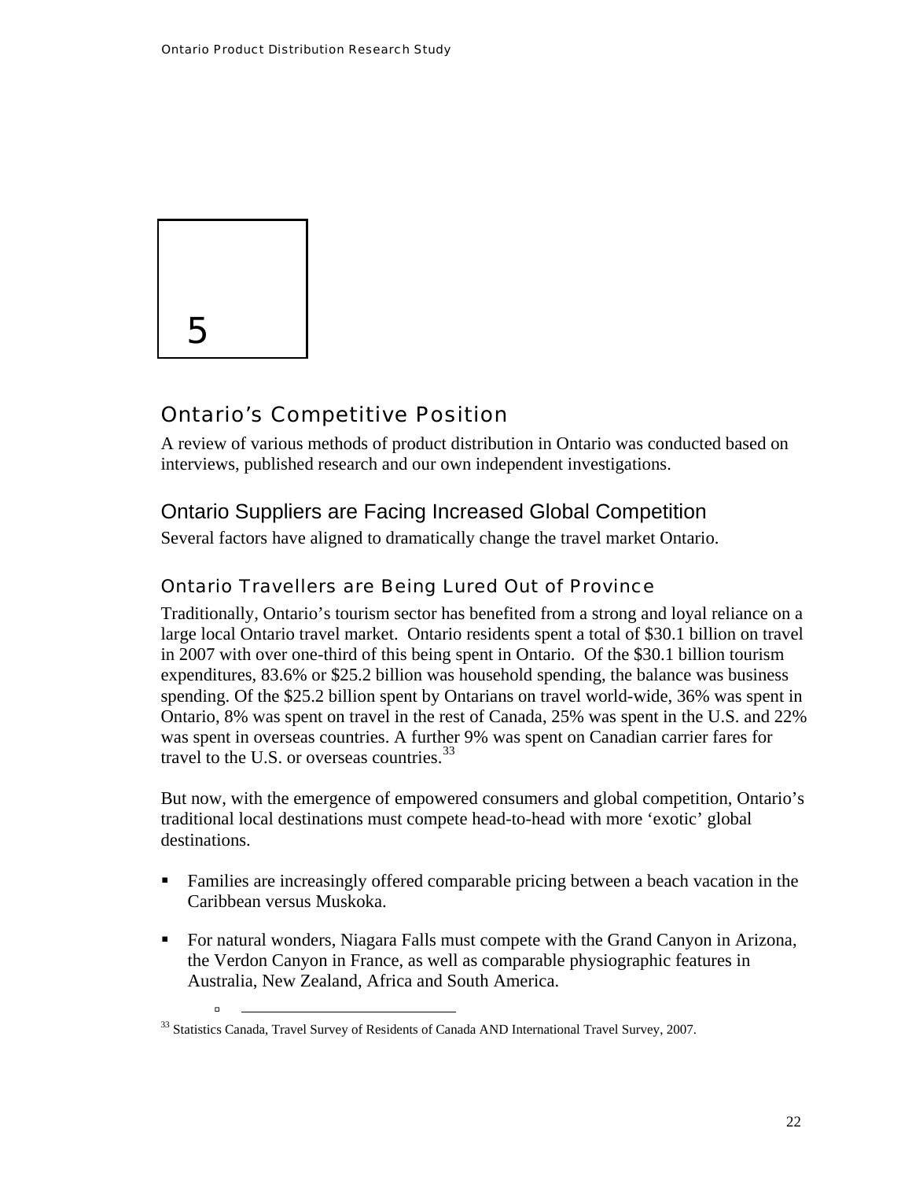5

# Ontario's Competitive Position

A review of various methods of product distribution in Ontario was conducted based on interviews, published research and our own independent investigations.

## Ontario Suppliers are Facing Increased Global Competition

Several factors have aligned to dramatically change the travel market Ontario.

### Ontario Travellers are Being Lured Out of Province

Traditionally, Ontario's tourism sector has benefited from a strong and loyal reliance on a large local Ontario travel market. Ontario residents spent a total of $30.1 billion on travel in 2007 with over one-third of this being spent in Ontario. Of the $30.1 billion tourism expenditures, 83.6% or $25.2 billion was household spending, the balance was business spending. Of the $25.2 billion spent by Ontarians on travel world-wide, 36% was spent in Ontario, 8% was spent on travel in the rest of Canada, 25% was spent in the U.S. and 22% was spent in overseas countries. A further 9% was spent on Canadian carrier fares for travel to the U.S. or overseas countries.[33]

But now, with the emergence of empowered consumers and global competition, Ontario's traditional local destinations must compete head-to-head with more 'exotic' global destinations.

- Families are increasingly offered comparable pricing between a beach vacation in the Caribbean versus Muskoka.
- For natural wonders, Niagara Falls must compete with the Grand Canyon in Arizona, the Verdon Canyon in France, as well as comparable physiographic features in Australia, New Zealand, Africa and South America.

[33] Statistics Canada, Travel Survey of Residents of Canada AND International Travel Survey, 2007.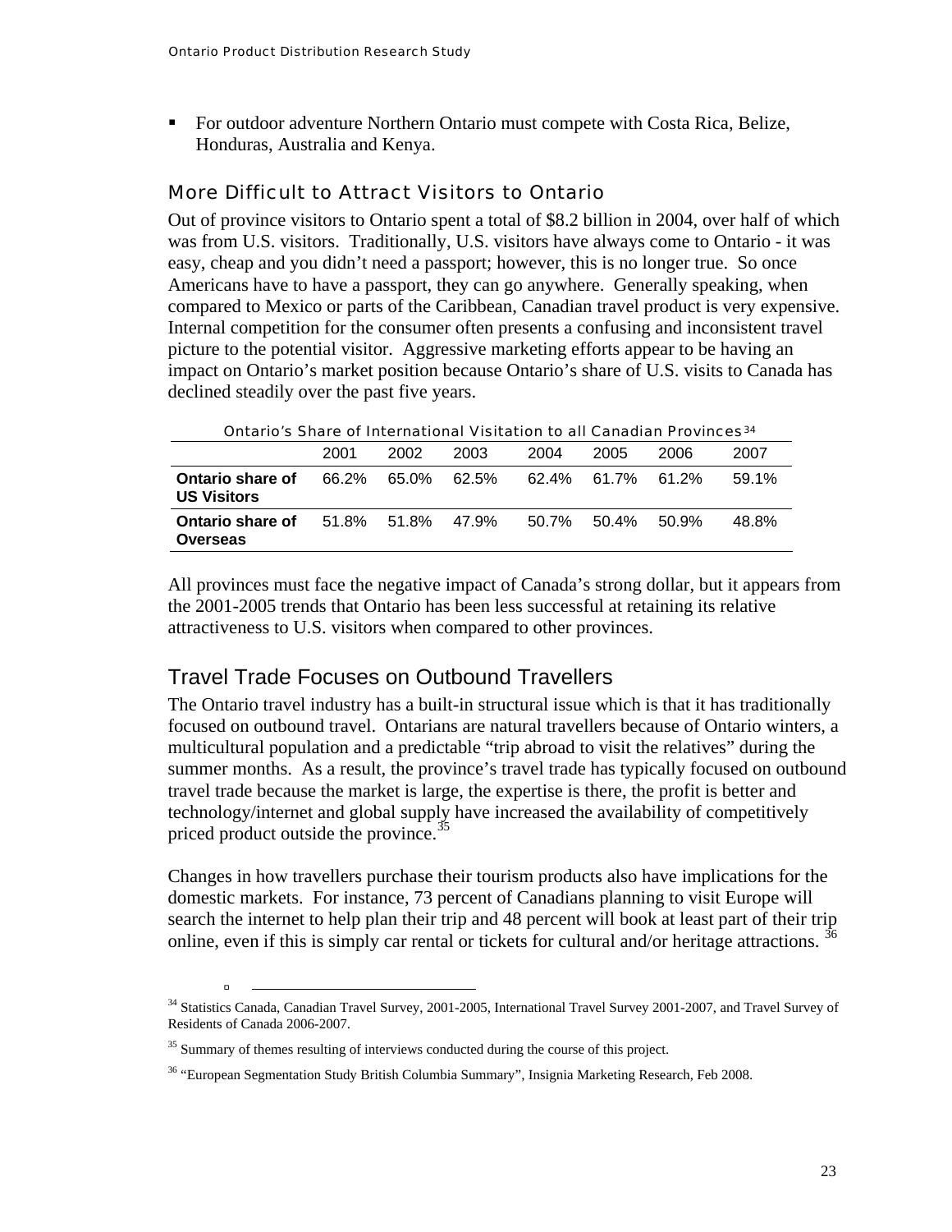- For outdoor adventure Northern Ontario must compete with Costa Rica, Belize, Honduras, Australia and Kenya.

### More Difficult to Attract Visitors to Ontario

Out of province visitors to Ontario spent a total of $8.2 billion in 2004, over half of which was from U.S. visitors. Traditionally, U.S. visitors have always come to Ontario - it was easy, cheap and you didn't need a passport; however, this is no longer true. So once Americans have to have a passport, they can go anywhere. Generally speaking, when compared to Mexico or parts of the Caribbean, Canadian travel product is very expensive. Internal competition for the consumer often presents a confusing and inconsistent travel picture to the potential visitor. Aggressive marketing efforts appear to be having an impact on Ontario's market position because Ontario's share of U.S. visits to Canada has declined steadily over the past five years.

Ontario's Share of International Visitation to all Canadian Provinces[34]

| | 2001 | 2002 | 2003 | 2004 | 2005 | 2006 | 2007 |
|---|---|---|---|---|---|---|---|
| **Ontario share of US Visitors** | 66.2% | 65.0% | 62.5% | 62.4% | 61.7% | 61.2% | 59.1% |
| **Ontario share of Overseas** | 51.8% | 51.8% | 47.9% | 50.7% | 50.4% | 50.9% | 48.8% |

All provinces must face the negative impact of Canada's strong dollar, but it appears from the 2001-2005 trends that Ontario has been less successful at retaining its relative attractiveness to U.S. visitors when compared to other provinces.

## Travel Trade Focuses on Outbound Travellers

The Ontario travel industry has a built-in structural issue which is that it has traditionally focused on outbound travel. Ontarians are natural travellers because of Ontario winters, a multicultural population and a predictable "trip abroad to visit the relatives" during the summer months. As a result, the province's travel trade has typically focused on outbound travel trade because the market is large, the expertise is there, the profit is better and technology/internet and global supply have increased the availability of competitively priced product outside the province.[35]

Changes in how travellers purchase their tourism products also have implications for the domestic markets. For instance, 73 percent of Canadians planning to visit Europe will search the internet to help plan their trip and 48 percent will book at least part of their trip online, even if this is simply car rental or tickets for cultural and/or heritage attractions.[36]

[34] Statistics Canada, Canadian Travel Survey, 2001-2005, International Travel Survey 2001-2007, and Travel Survey of Residents of Canada 2006-2007.

[35] Summary of themes resulting of interviews conducted during the course of this project.

[36] "European Segmentation Study British Columbia Summary", Insignia Marketing Research, Feb 2008.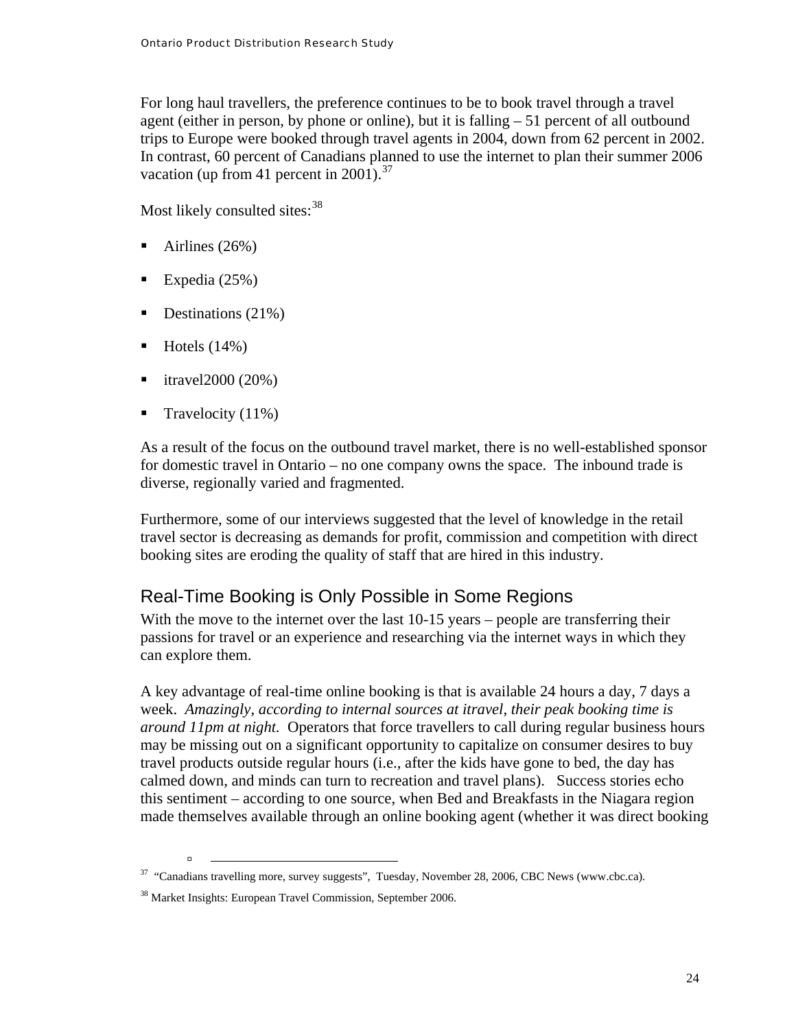For long haul travellers, the preference continues to be to book travel through a travel agent (either in person, by phone or online), but it is falling – 51 percent of all outbound trips to Europe were booked through travel agents in 2004, down from 62 percent in 2002. In contrast, 60 percent of Canadians planned to use the internet to plan their summer 2006 vacation (up from 41 percent in 2001).[37]

Most likely consulted sites:[38]

- Airlines (26%)
- Expedia (25%)
- Destinations (21%)
- Hotels (14%)
- itravel2000 (20%)
- Travelocity (11%)

As a result of the focus on the outbound travel market, there is no well-established sponsor for domestic travel in Ontario – no one company owns the space. The inbound trade is diverse, regionally varied and fragmented.

Furthermore, some of our interviews suggested that the level of knowledge in the retail travel sector is decreasing as demands for profit, commission and competition with direct booking sites are eroding the quality of staff that are hired in this industry.

## Real-Time Booking is Only Possible in Some Regions

With the move to the internet over the last 10-15 years – people are transferring their passions for travel or an experience and researching via the internet ways in which they can explore them.

A key advantage of real-time online booking is that is available 24 hours a day, 7 days a week. *Amazingly, according to internal sources at itravel, their peak booking time is around 11pm at night.* Operators that force travellers to call during regular business hours may be missing out on a significant opportunity to capitalize on consumer desires to buy travel products outside regular hours (i.e., after the kids have gone to bed, the day has calmed down, and minds can turn to recreation and travel plans). Success stories echo this sentiment – according to one source, when Bed and Breakfasts in the Niagara region made themselves available through an online booking agent (whether it was direct booking

---

[37] "Canadians travelling more, survey suggests", Tuesday, November 28, 2006, CBC News (www.cbc.ca).

[38] Market Insights: European Travel Commission, September 2006.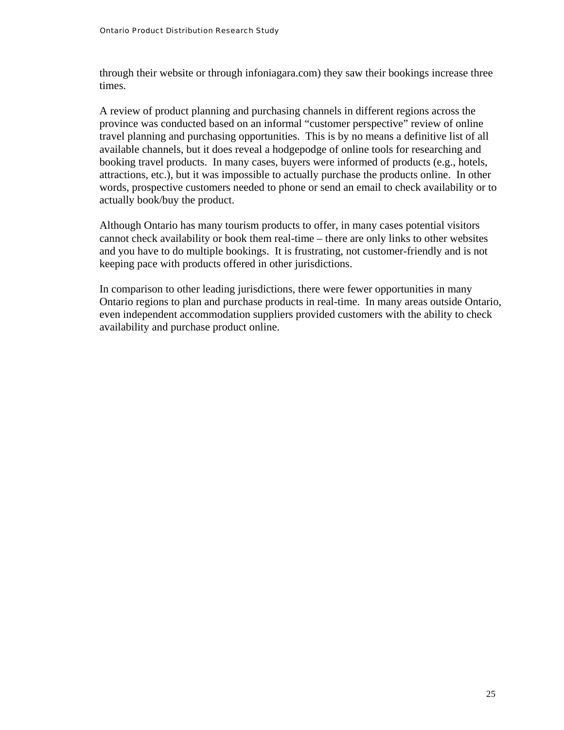through their website or through infoniagara.com) they saw their bookings increase three times.

A review of product planning and purchasing channels in different regions across the province was conducted based on an informal "customer perspective" review of online travel planning and purchasing opportunities. This is by no means a definitive list of all available channels, but it does reveal a hodgepodge of online tools for researching and booking travel products. In many cases, buyers were informed of products (e.g., hotels, attractions, etc.), but it was impossible to actually purchase the products online. In other words, prospective customers needed to phone or send an email to check availability or to actually book/buy the product.

Although Ontario has many tourism products to offer, in many cases potential visitors cannot check availability or book them real-time – there are only links to other websites and you have to do multiple bookings. It is frustrating, not customer-friendly and is not keeping pace with products offered in other jurisdictions.

In comparison to other leading jurisdictions, there were fewer opportunities in many Ontario regions to plan and purchase products in real-time. In many areas outside Ontario, even independent accommodation suppliers provided customers with the ability to check availability and purchase product online.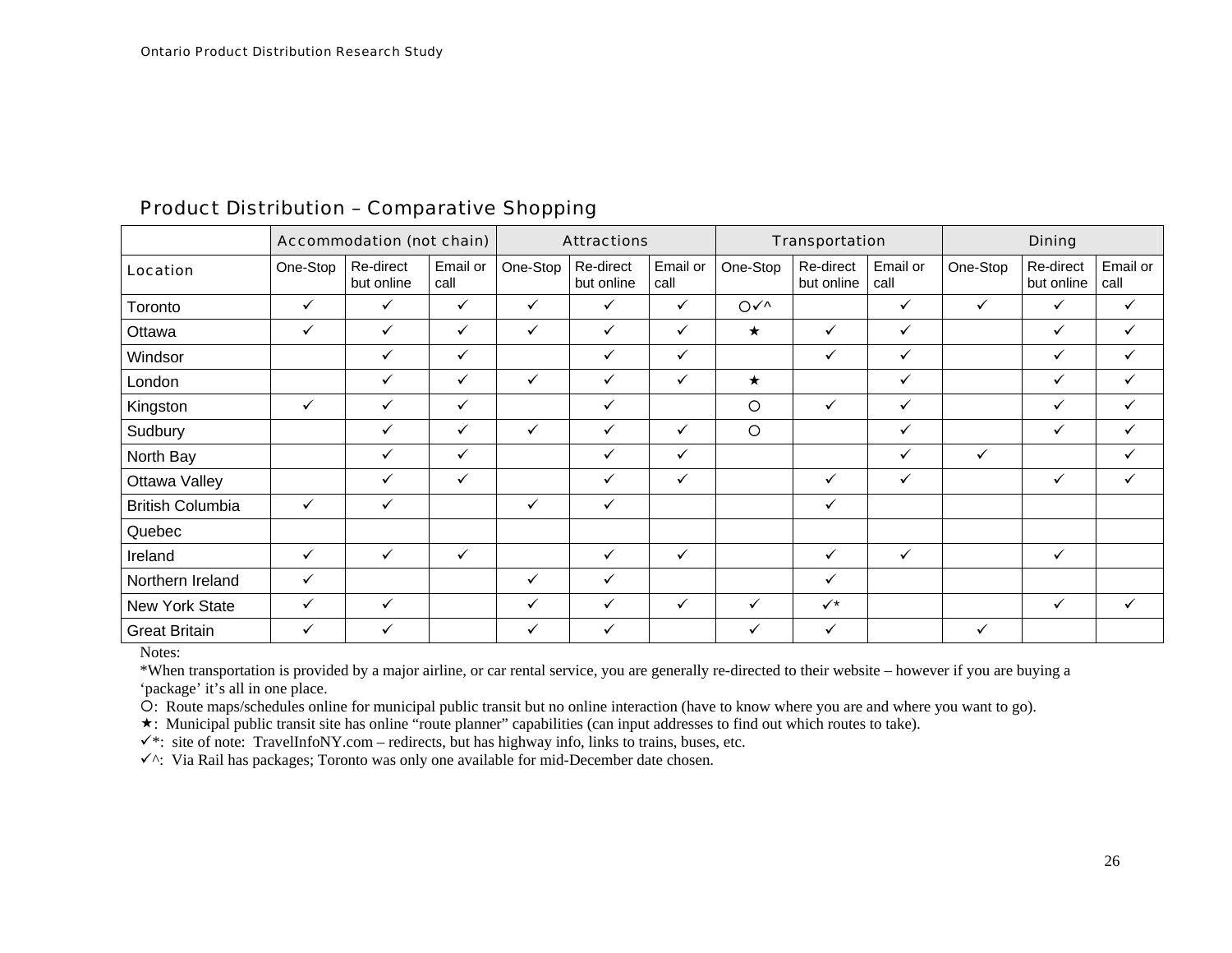## Product Distribution – Comparative Shopping

| | Accommodation (not chain) | | | Attractions | | | Transportation | | | Dining | | |
|---|---|---|---|---|---|---|---|---|---|---|---|---|
| Location | One-Stop | Re-direct but online | Email or call | One-Stop | Re-direct but online | Email or call | One-Stop | Re-direct but online | Email or call | One-Stop | Re-direct but online | Email or call |
| Toronto | ✓ | ✓ | ✓ | ✓ | ✓ | ✓ | ○✓^ | | ✓ | ✓ | ✓ | ✓ |
| Ottawa | ✓ | ✓ | ✓ | ✓ | ✓ | ✓ | ★ | ✓ | ✓ | | ✓ | ✓ |
| Windsor | | ✓ | ✓ | | ✓ | ✓ | | ✓ | ✓ | | ✓ | ✓ |
| London | | ✓ | ✓ | ✓ | ✓ | ✓ | ★ | | ✓ | | ✓ | ✓ |
| Kingston | ✓ | ✓ | ✓ | | ✓ | | ○ | ✓ | ✓ | | ✓ | ✓ |
| Sudbury | | ✓ | ✓ | ✓ | ✓ | ✓ | ○ | | ✓ | | ✓ | ✓ |
| North Bay | | ✓ | ✓ | | ✓ | ✓ | | | ✓ | ✓ | | ✓ |
| Ottawa Valley | | ✓ | ✓ | | ✓ | ✓ | | ✓ | ✓ | | ✓ | ✓ |
| British Columbia | ✓ | ✓ | | ✓ | ✓ | | | ✓ | | | | |
| Quebec | | | | | | | | | | | | |
| Ireland | ✓ | ✓ | ✓ | | ✓ | ✓ | | ✓ | ✓ | | ✓ | |
| Northern Ireland | ✓ | | | ✓ | ✓ | | | ✓ | | | | |
| New York State | ✓ | ✓ | | ✓ | ✓ | ✓ | ✓ | ✓* | | | ✓ | ✓ |
| Great Britain | ✓ | ✓ | | ✓ | ✓ | | ✓ | ✓ | | ✓ | | |

Notes:

*When transportation is provided by a major airline, or car rental service, you are generally re-directed to their website – however if you are buying a 'package' it's all in one place.

○: Route maps/schedules online for municipal public transit but no online interaction (have to know where you are and where you want to go).

★: Municipal public transit site has online "route planner" capabilities (can input addresses to find out which routes to take).

✓*: site of note: TravelInfoNY.com – redirects, but has highway info, links to trains, buses, etc.

✓^: Via Rail has packages; Toronto was only one available for mid-December date chosen.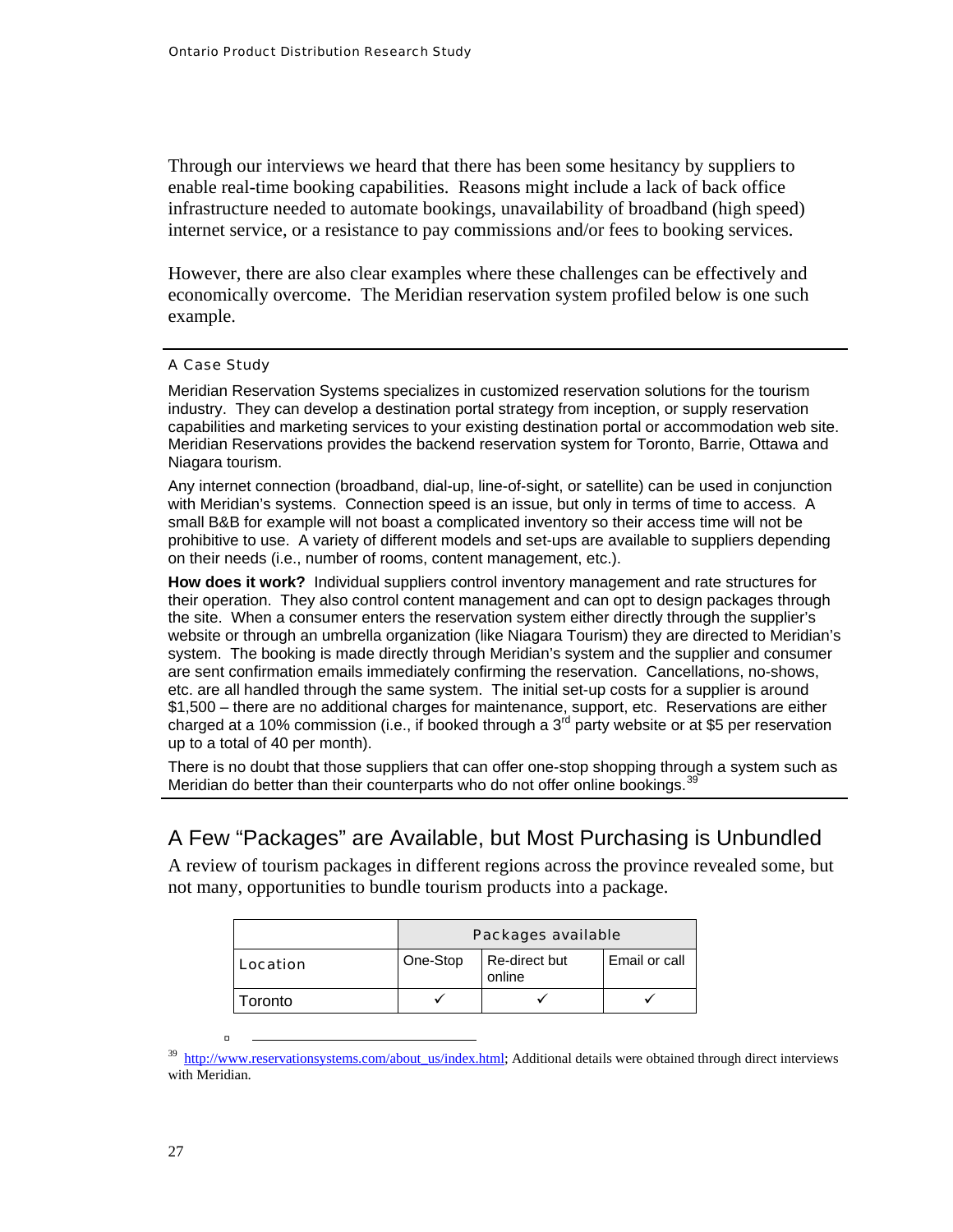Through our interviews we heard that there has been some hesitancy by suppliers to enable real-time booking capabilities. Reasons might include a lack of back office infrastructure needed to automate bookings, unavailability of broadband (high speed) internet service, or a resistance to pay commissions and/or fees to booking services.

However, there are also clear examples where these challenges can be effectively and economically overcome. The Meridian reservation system profiled below is one such example.

---

A Case Study

Meridian Reservation Systems specializes in customized reservation solutions for the tourism industry. They can develop a destination portal strategy from inception, or supply reservation capabilities and marketing services to your existing destination portal or accommodation web site. Meridian Reservations provides the backend reservation system for Toronto, Barrie, Ottawa and Niagara tourism.

Any internet connection (broadband, dial-up, line-of-sight, or satellite) can be used in conjunction with Meridian's systems. Connection speed is an issue, but only in terms of time to access. A small B&B for example will not boast a complicated inventory so their access time will not be prohibitive to use. A variety of different models and set-ups are available to suppliers depending on their needs (i.e., number of rooms, content management, etc.).

**How does it work?** Individual suppliers control inventory management and rate structures for their operation. They also control content management and can opt to design packages through the site. When a consumer enters the reservation system either directly through the supplier's website or through an umbrella organization (like Niagara Tourism) they are directed to Meridian's system. The booking is made directly through Meridian's system and the supplier and consumer are sent confirmation emails immediately confirming the reservation. Cancellations, no-shows, etc. are all handled through the same system. The initial set-up costs for a supplier is around $1,500 – there are no additional charges for maintenance, support, etc. Reservations are either charged at a 10% commission (i.e., if booked through a 3rd party website or at $5 per reservation up to a total of 40 per month).

There is no doubt that those suppliers that can offer one-stop shopping through a system such as Meridian do better than their counterparts who do not offer online bookings.[39]

---

## A Few "Packages" are Available, but Most Purchasing is Unbundled

A review of tourism packages in different regions across the province revealed some, but not many, opportunities to bundle tourism products into a package.

| | Packages available | | |
|---|---|---|---|
| Location | One-Stop | Re-direct but online | Email or call |
| Toronto | ✓ | ✓ | ✓ |

[39] http://www.reservationsystems.com/about_us/index.html; Additional details were obtained through direct interviews with Meridian.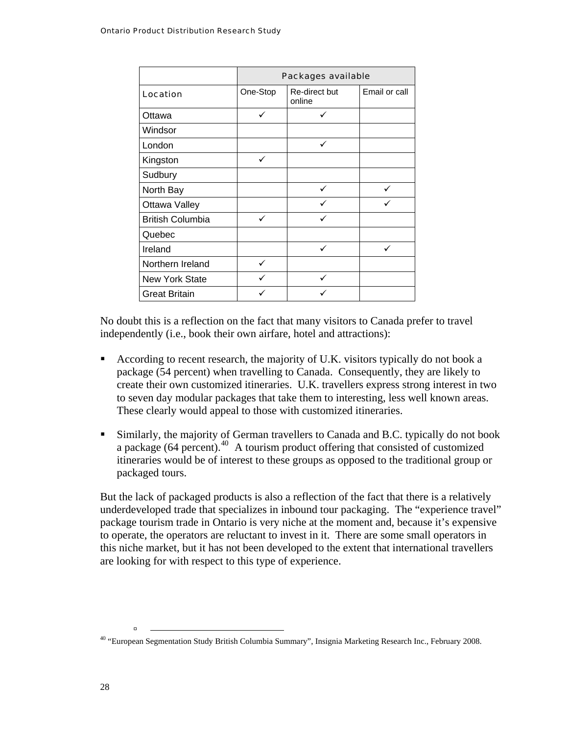| | Packages available | | |
|---|---|---|---|
| Location | One-Stop | Re-direct but online | Email or call |
| Ottawa | ✓ | ✓ | |
| Windsor | | | |
| London | | ✓ | |
| Kingston | ✓ | | |
| Sudbury | | | |
| North Bay | | ✓ | ✓ |
| Ottawa Valley | | ✓ | ✓ |
| British Columbia | ✓ | ✓ | |
| Quebec | | | |
| Ireland | | ✓ | ✓ |
| Northern Ireland | ✓ | | |
| New York State | ✓ | ✓ | |
| Great Britain | ✓ | ✓ | |

No doubt this is a reflection on the fact that many visitors to Canada prefer to travel independently (i.e., book their own airfare, hotel and attractions):

- According to recent research, the majority of U.K. visitors typically do not book a package (54 percent) when travelling to Canada. Consequently, they are likely to create their own customized itineraries. U.K. travellers express strong interest in two to seven day modular packages that take them to interesting, less well known areas. These clearly would appeal to those with customized itineraries.

- Similarly, the majority of German travellers to Canada and B.C. typically do not book a package (64 percent).[40] A tourism product offering that consisted of customized itineraries would be of interest to these groups as opposed to the traditional group or packaged tours.

But the lack of packaged products is also a reflection of the fact that there is a relatively underdeveloped trade that specializes in inbound tour packaging. The "experience travel" package tourism trade in Ontario is very niche at the moment and, because it's expensive to operate, the operators are reluctant to invest in it. There are some small operators in this niche market, but it has not been developed to the extent that international travellers are looking for with respect to this type of experience.

[40] "European Segmentation Study British Columbia Summary", Insignia Marketing Research Inc., February 2008.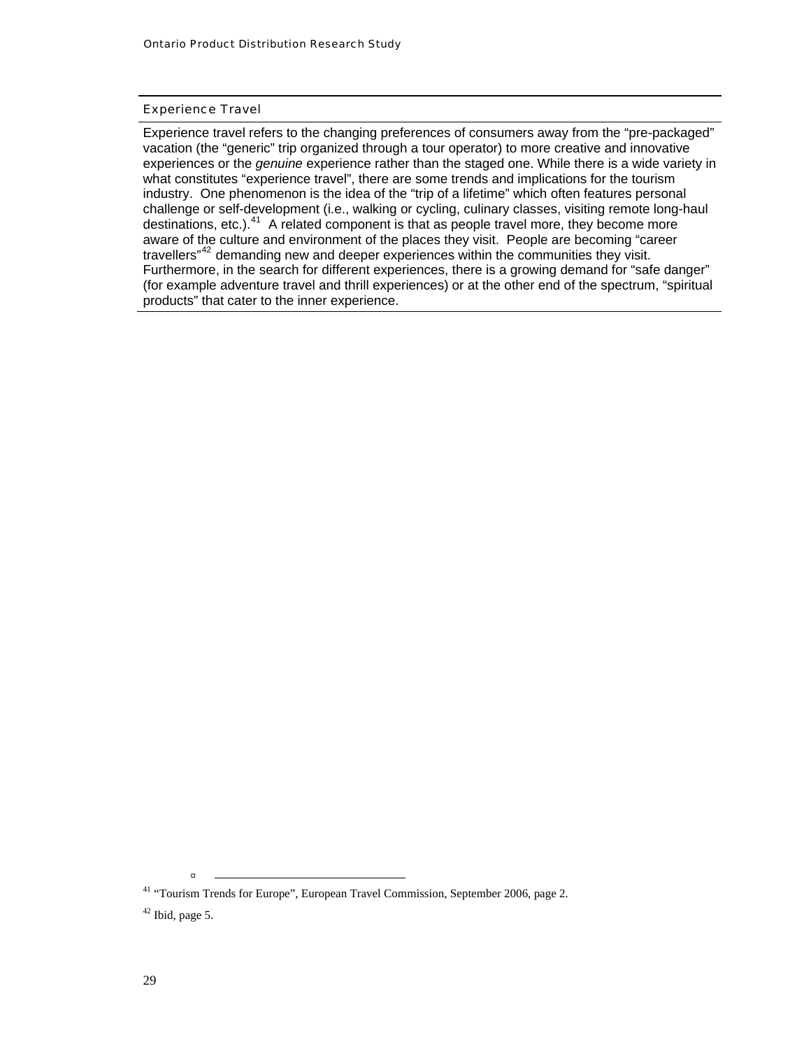### Experience Travel

Experience travel refers to the changing preferences of consumers away from the "pre-packaged" vacation (the "generic" trip organized through a tour operator) to more creative and innovative experiences or the *genuine* experience rather than the staged one. While there is a wide variety in what constitutes "experience travel", there are some trends and implications for the tourism industry. One phenomenon is the idea of the "trip of a lifetime" which often features personal challenge or self-development (i.e., walking or cycling, culinary classes, visiting remote long-haul destinations, etc.).[41] A related component is that as people travel more, they become more aware of the culture and environment of the places they visit. People are becoming "career travellers"[42] demanding new and deeper experiences within the communities they visit. Furthermore, in the search for different experiences, there is a growing demand for "safe danger" (for example adventure travel and thrill experiences) or at the other end of the spectrum, "spiritual products" that cater to the inner experience.

---

[41] "Tourism Trends for Europe", European Travel Commission, September 2006, page 2.

[42] Ibid, page 5.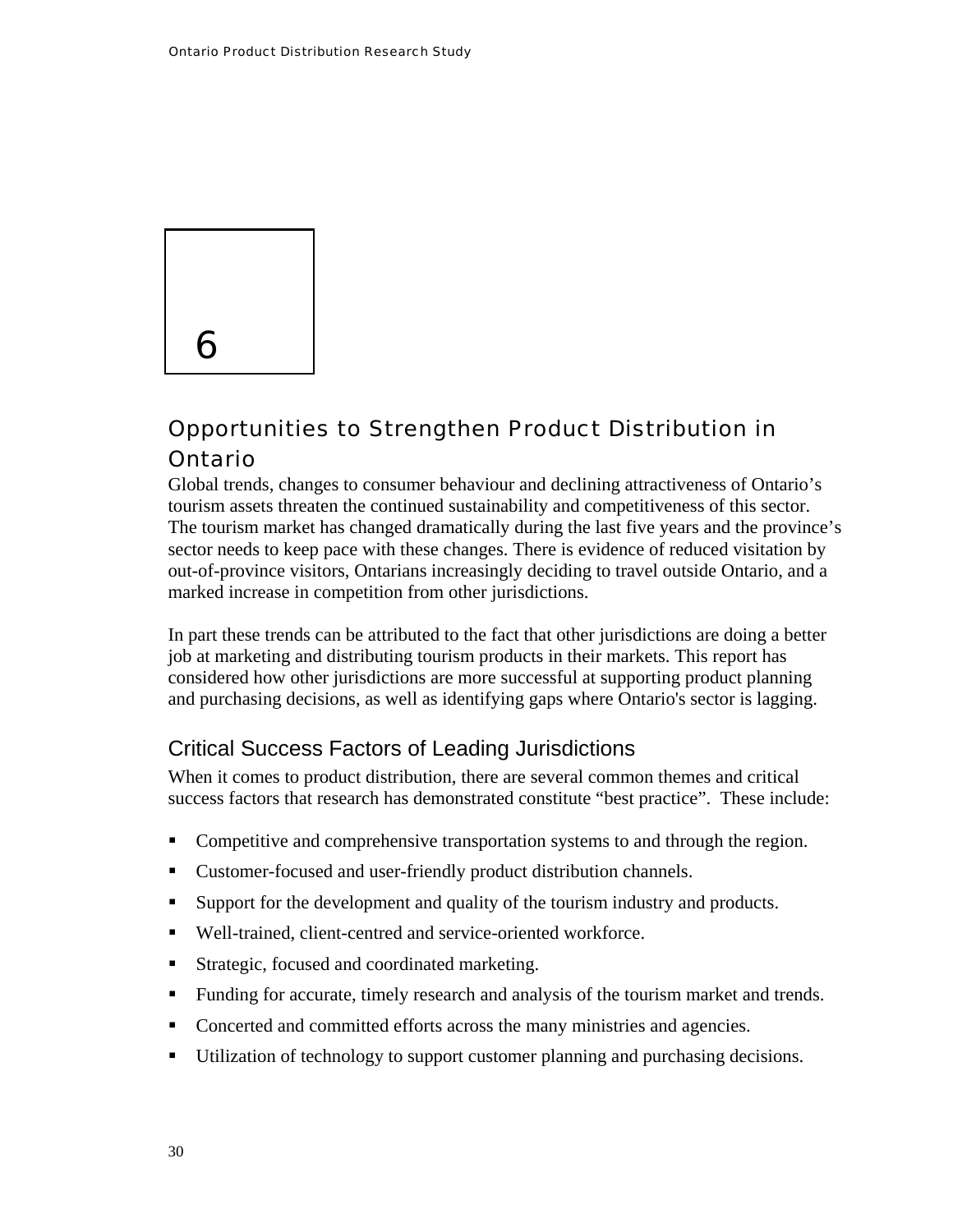# 6

# Opportunities to Strengthen Product Distribution in Ontario

Global trends, changes to consumer behaviour and declining attractiveness of Ontario's tourism assets threaten the continued sustainability and competitiveness of this sector. The tourism market has changed dramatically during the last five years and the province's sector needs to keep pace with these changes. There is evidence of reduced visitation by out-of-province visitors, Ontarians increasingly deciding to travel outside Ontario, and a marked increase in competition from other jurisdictions.

In part these trends can be attributed to the fact that other jurisdictions are doing a better job at marketing and distributing tourism products in their markets. This report has considered how other jurisdictions are more successful at supporting product planning and purchasing decisions, as well as identifying gaps where Ontario's sector is lagging.

## Critical Success Factors of Leading Jurisdictions

When it comes to product distribution, there are several common themes and critical success factors that research has demonstrated constitute "best practice". These include:

- Competitive and comprehensive transportation systems to and through the region.
- Customer-focused and user-friendly product distribution channels.
- Support for the development and quality of the tourism industry and products.
- Well-trained, client-centred and service-oriented workforce.
- Strategic, focused and coordinated marketing.
- Funding for accurate, timely research and analysis of the tourism market and trends.
- Concerted and committed efforts across the many ministries and agencies.
- Utilization of technology to support customer planning and purchasing decisions.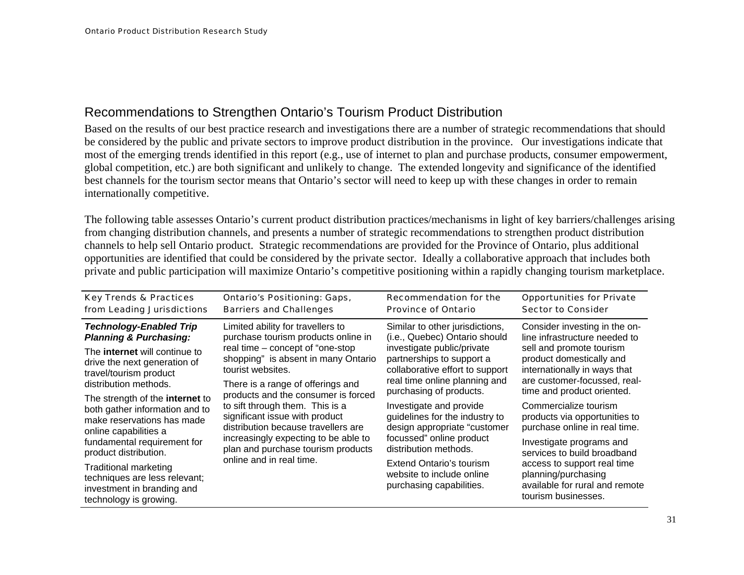## Recommendations to Strengthen Ontario's Tourism Product Distribution

Based on the results of our best practice research and investigations there are a number of strategic recommendations that should be considered by the public and private sectors to improve product distribution in the province. Our investigations indicate that most of the emerging trends identified in this report (e.g., use of internet to plan and purchase products, consumer empowerment, global competition, etc.) are both significant and unlikely to change. The extended longevity and significance of the identified best channels for the tourism sector means that Ontario's sector will need to keep up with these changes in order to remain internationally competitive.

The following table assesses Ontario's current product distribution practices/mechanisms in light of key barriers/challenges arising from changing distribution channels, and presents a number of strategic recommendations to strengthen product distribution channels to help sell Ontario product. Strategic recommendations are provided for the Province of Ontario, plus additional opportunities are identified that could be considered by the private sector. Ideally a collaborative approach that includes both private and public participation will maximize Ontario's competitive positioning within a rapidly changing tourism marketplace.

| Key Trends & Practices from Leading Jurisdictions | Ontario's Positioning: Gaps, Barriers and Challenges | Recommendation for the Province of Ontario | Opportunities for Private Sector to Consider |
|---|---|---|---|
| ***Technology-Enabled Trip Planning & Purchasing:*** The **internet** will continue to drive the next generation of travel/tourism product distribution methods. The strength of the **internet** to both gather information and to make reservations has made online capabilities a fundamental requirement for product distribution. Traditional marketing techniques are less relevant; investment in branding and technology is growing. | Limited ability for travellers to purchase tourism products online in real time – concept of "one-stop shopping" is absent in many Ontario tourist websites. There is a range of offerings and products and the consumer is forced to sift through them. This is a significant issue with product distribution because travellers are increasingly expecting to be able to plan and purchase tourism products online and in real time. | Similar to other jurisdictions, (i.e., Quebec) Ontario should investigate public/private partnerships to support a collaborative effort to support real time online planning and purchasing of products. Investigate and provide guidelines for the industry to design appropriate "customer focussed" online product distribution methods. Extend Ontario's tourism website to include online purchasing capabilities. | Consider investing in the on-line infrastructure needed to sell and promote tourism product domestically and internationally in ways that are customer-focussed, real-time and product oriented. Commercialize tourism products via opportunities to purchase online in real time. Investigate programs and services to build broadband access to support real time planning/purchasing available for rural and remote tourism businesses. |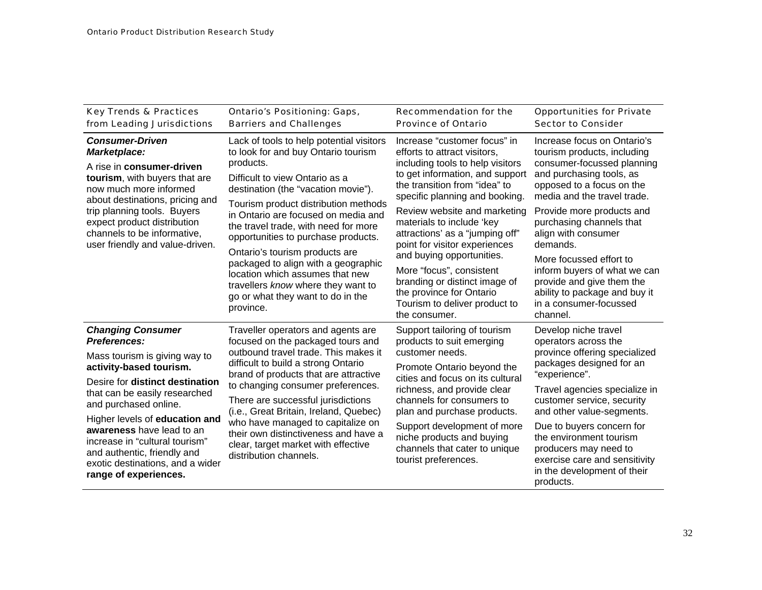| Key Trends & Practices from Leading Jurisdictions | Ontario's Positioning: Gaps, Barriers and Challenges | Recommendation for the Province of Ontario | Opportunities for Private Sector to Consider |
|---|---|---|---|
| ***Consumer-Driven Marketplace:*** A rise in **consumer-driven tourism**, with buyers that are now much more informed about destinations, pricing and trip planning tools. Buyers expect product distribution channels to be informative, user friendly and value-driven. | Lack of tools to help potential visitors to look for and buy Ontario tourism products. Difficult to view Ontario as a destination (the "vacation movie"). Tourism product distribution methods in Ontario are focused on media and the travel trade, with need for more opportunities to purchase products. Ontario's tourism products are packaged to align with a geographic location which assumes that new travellers *know* where they want to go or what they want to do in the province. | Increase "customer focus" in efforts to attract visitors, including tools to help visitors to get information, and support the transition from "idea" to specific planning and booking. Review website and marketing materials to include 'key attractions' as a "jumping off" point for visitor experiences and buying opportunities. More "focus", consistent branding or distinct image of the province for Ontario Tourism to deliver product to the consumer. | Increase focus on Ontario's tourism products, including consumer-focussed planning and purchasing tools, as opposed to a focus on the media and the travel trade. Provide more products and purchasing channels that align with consumer demands. More focussed effort to inform buyers of what we can provide and give them the ability to package and buy it in a consumer-focussed channel. |
| ***Changing Consumer Preferences:*** Mass tourism is giving way to **activity-based tourism.** Desire for **distinct destination** that can be easily researched and purchased online. Higher levels of **education and awareness** have lead to an increase in "cultural tourism" and authentic, friendly and exotic destinations, and a wider **range of experiences.** | Traveller operators and agents are focused on the packaged tours and outbound travel trade. This makes it difficult to build a strong Ontario brand of products that are attractive to changing consumer preferences. There are successful jurisdictions (i.e., Great Britain, Ireland, Quebec) who have managed to capitalize on their own distinctiveness and have a clear, target market with effective distribution channels. | Support tailoring of tourism products to suit emerging customer needs. Promote Ontario beyond the cities and focus on its cultural richness, and provide clear channels for consumers to plan and purchase products. Support development of more niche products and buying channels that cater to unique tourist preferences. | Develop niche travel operators across the province offering specialized packages designed for an "experience". Travel agencies specialize in customer service, security and other value-segments. Due to buyers concern for the environment tourism producers may need to exercise care and sensitivity in the development of their products. |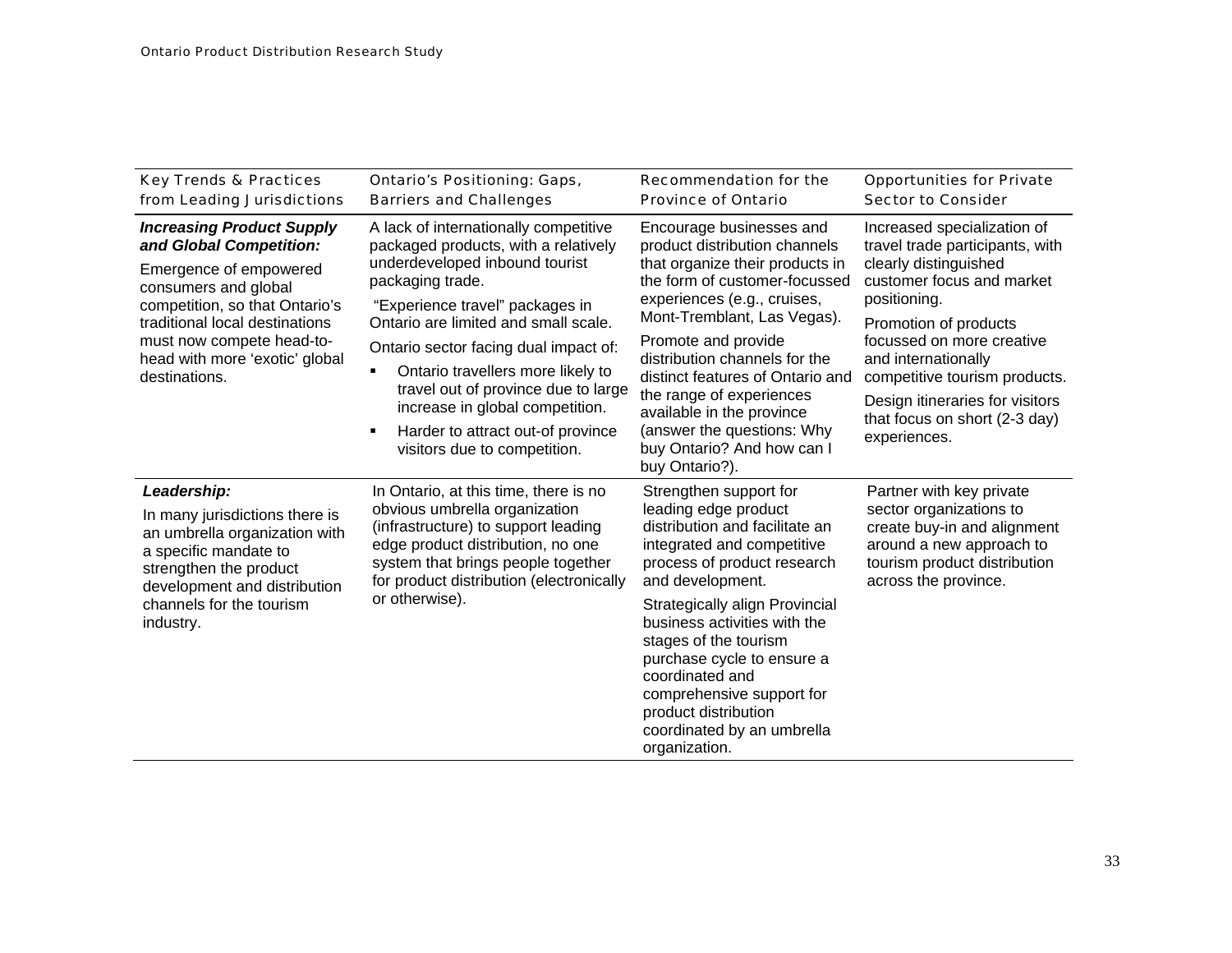| Key Trends & Practices from Leading Jurisdictions | Ontario's Positioning: Gaps, Barriers and Challenges | Recommendation for the Province of Ontario | Opportunities for Private Sector to Consider |
|---|---|---|---|
| ***Increasing Product Supply and Global Competition:*** <br> Emergence of empowered consumers and global competition, so that Ontario's traditional local destinations must now compete head-to-head with more 'exotic' global destinations. | A lack of internationally competitive packaged products, with a relatively underdeveloped inbound tourist packaging trade. <br> "Experience travel" packages in Ontario are limited and small scale. <br> Ontario sector facing dual impact of: <br> ▪ Ontario travellers more likely to travel out of province due to large increase in global competition. <br> ▪ Harder to attract out-of province visitors due to competition. | Encourage businesses and product distribution channels that organize their products in the form of customer-focussed experiences (e.g., cruises, Mont-Tremblant, Las Vegas). <br> Promote and provide distribution channels for the distinct features of Ontario and the range of experiences available in the province (answer the questions: Why buy Ontario? And how can I buy Ontario?). | Increased specialization of travel trade participants, with clearly distinguished customer focus and market positioning. <br> Promotion of products focussed on more creative and internationally competitive tourism products. <br> Design itineraries for visitors that focus on short (2-3 day) experiences. |
| ***Leadership:*** <br> In many jurisdictions there is an umbrella organization with a specific mandate to strengthen the product development and distribution channels for the tourism industry. | In Ontario, at this time, there is no obvious umbrella organization (infrastructure) to support leading edge product distribution, no one system that brings people together for product distribution (electronically or otherwise). | Strengthen support for leading edge product distribution and facilitate an integrated and competitive process of product research and development. <br> Strategically align Provincial business activities with the stages of the tourism purchase cycle to ensure a coordinated and comprehensive support for product distribution coordinated by an umbrella organization. | Partner with key private sector organizations to create buy-in and alignment around a new approach to tourism product distribution across the province. |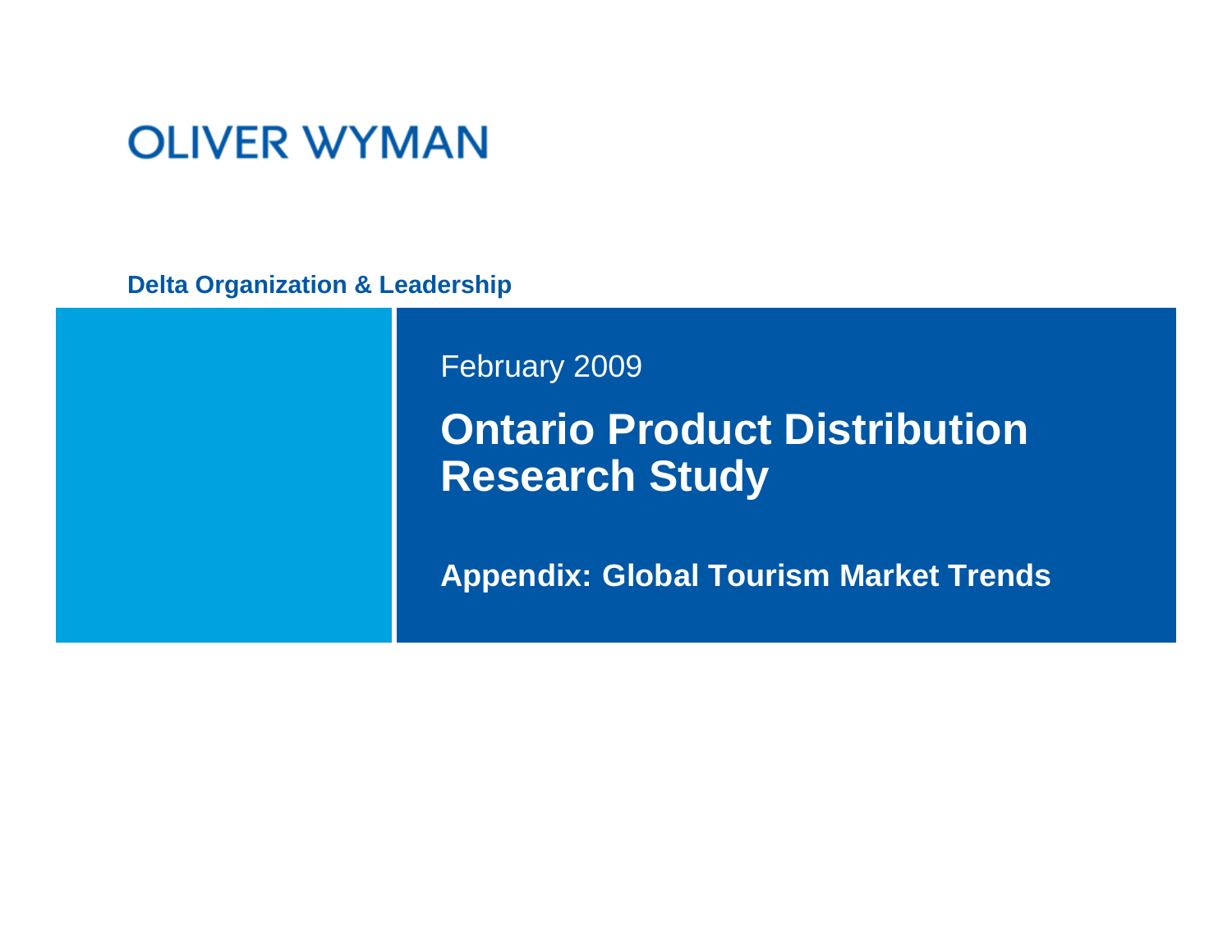OLIVER WYMAN

**Delta Organization & Leadership**

February 2009

# Ontario Product Distribution Research Study

## Appendix: Global Tourism Market Trends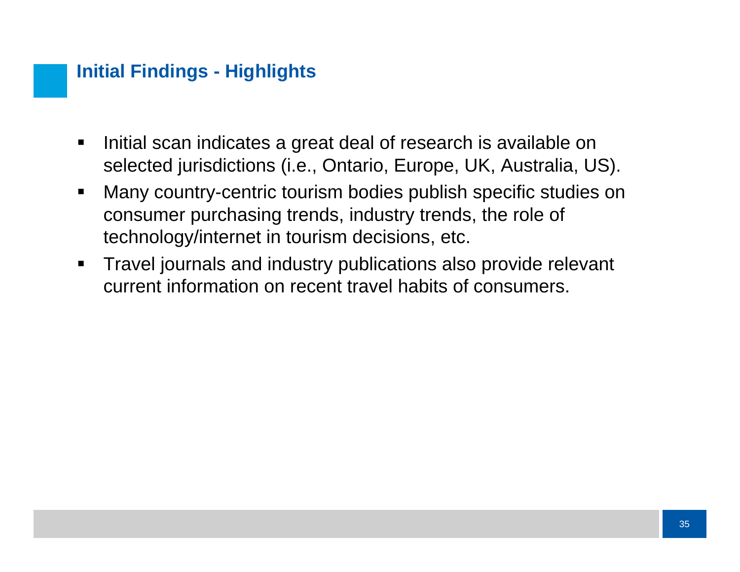## Initial Findings - Highlights

- Initial scan indicates a great deal of research is available on selected jurisdictions (i.e., Ontario, Europe, UK, Australia, US).
- Many country-centric tourism bodies publish specific studies on consumer purchasing trends, industry trends, the role of technology/internet in tourism decisions, etc.
- Travel journals and industry publications also provide relevant current information on recent travel habits of consumers.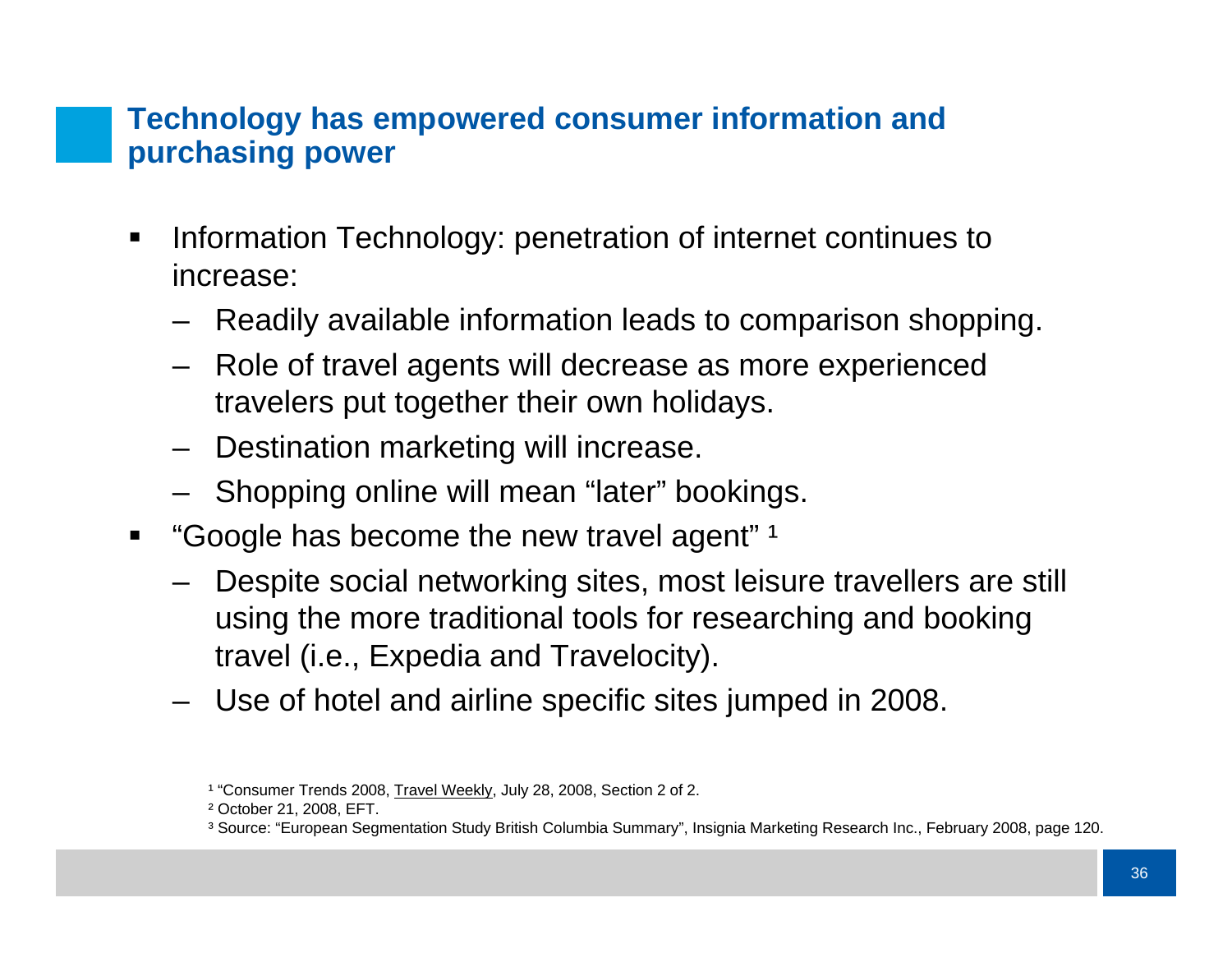## Technology has empowered consumer information and purchasing power

- Information Technology: penetration of internet continues to increase:
  - Readily available information leads to comparison shopping.
  - Role of travel agents will decrease as more experienced travelers put together their own holidays.
  - Destination marketing will increase.
  - Shopping online will mean “later” bookings.
- “Google has become the new travel agent” [1]
  - Despite social networking sites, most leisure travellers are still using the more traditional tools for researching and booking travel (i.e., Expedia and Travelocity).
  - Use of hotel and airline specific sites jumped in 2008.

[1] “Consumer Trends 2008, Travel Weekly, July 28, 2008, Section 2 of 2.

[2] October 21, 2008, EFT.

[3] Source: “European Segmentation Study British Columbia Summary”, Insignia Marketing Research Inc., February 2008, page 120.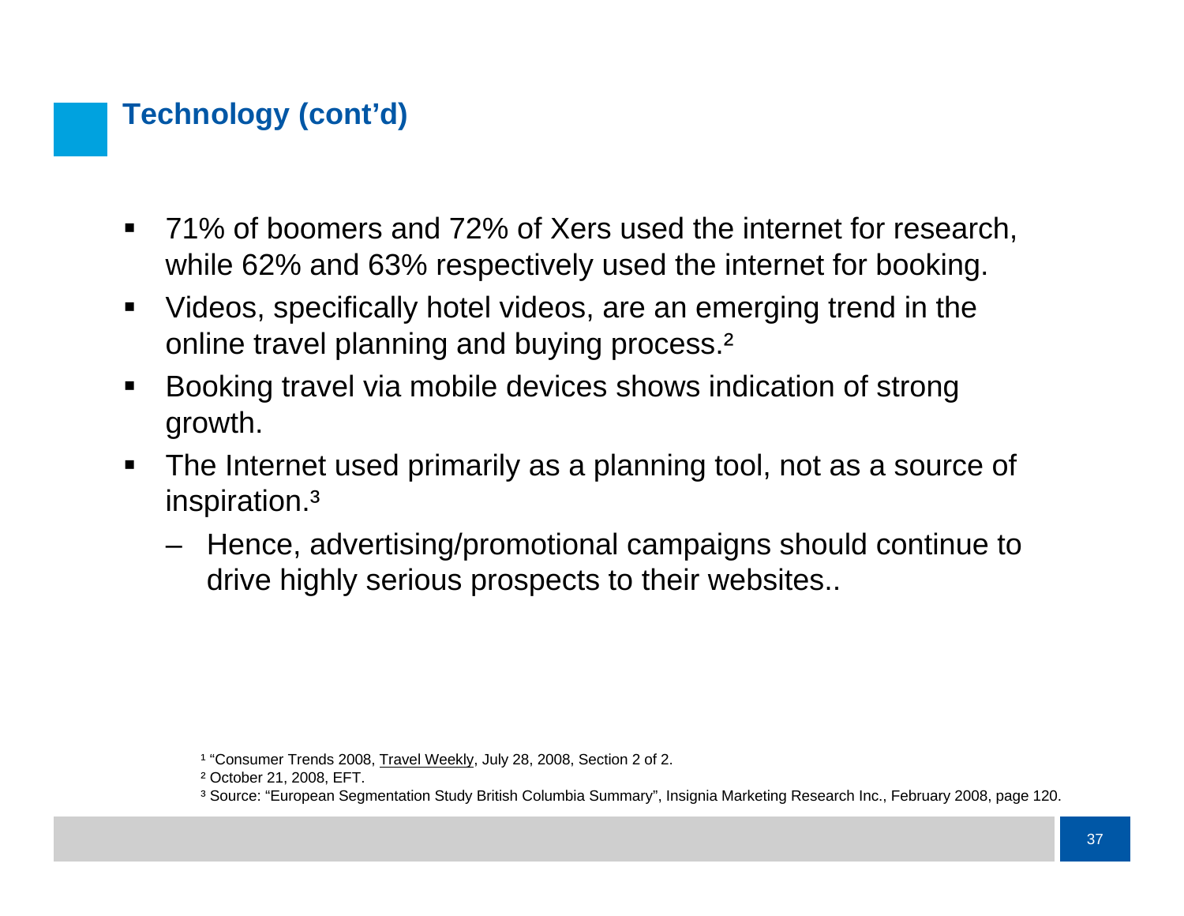## Technology (cont'd)

- 71% of boomers and 72% of Xers used the internet for research, while 62% and 63% respectively used the internet for booking.
- Videos, specifically hotel videos, are an emerging trend in the online travel planning and buying process.[2]
- Booking travel via mobile devices shows indication of strong growth.
- The Internet used primarily as a planning tool, not as a source of inspiration.[3]
  - Hence, advertising/promotional campaigns should continue to drive highly serious prospects to their websites..

[1] "Consumer Trends 2008, Travel Weekly, July 28, 2008, Section 2 of 2.

[2] October 21, 2008, EFT.

[3] Source: "European Segmentation Study British Columbia Summary", Insignia Marketing Research Inc., February 2008, page 120.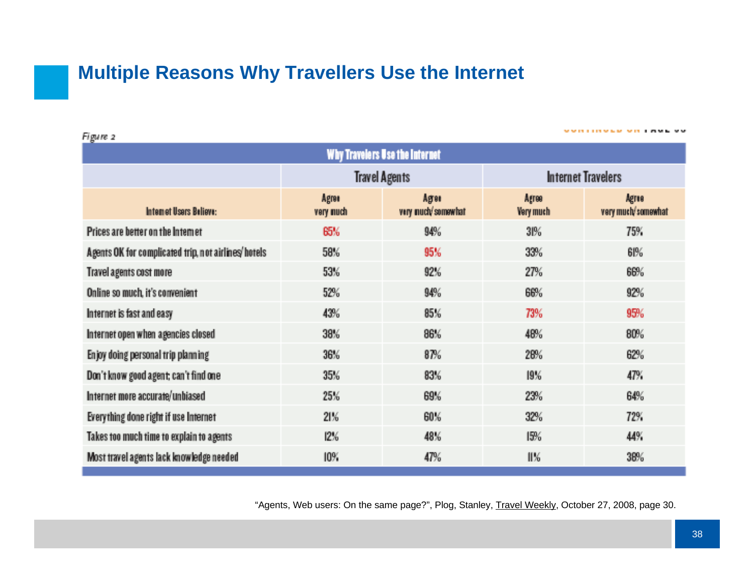# Multiple Reasons Why Travellers Use the Internet

Figure 2

| Why Travelers Use the Internet | | | | |
|---|---|---|---|---|
| | Travel Agents | | Internet Travelers | |
| Internet Users Believe: | Agree very much | Agree very much/somewhat | Agree Very much | Agree very much/somewhat |
| Prices are better on the Internet | 65% | 94% | 31% | 75% |
| Agents OK for complicated trip, not airlines/hotels | 58% | 95% | 33% | 61% |
| Travel agents cost more | 53% | 92% | 27% | 66% |
| Online so much, it's convenient | 52% | 94% | 66% | 92% |
| Internet is fast and easy | 43% | 85% | 73% | 95% |
| Internet open when agencies closed | 38% | 86% | 48% | 80% |
| Enjoy doing personal trip planning | 36% | 87% | 28% | 62% |
| Don't know good agent; can't find one | 35% | 83% | 19% | 47% |
| Internet more accurate/unbiased | 25% | 69% | 23% | 64% |
| Everything done right if use Internet | 21% | 60% | 32% | 72% |
| Takes too much time to explain to agents | 12% | 48% | 15% | 44% |
| Most travel agents lack knowledge needed | 10% | 47% | 11% | 38% |

"Agents, Web users: On the same page?", Plog, Stanley, Travel Weekly, October 27, 2008, page 30.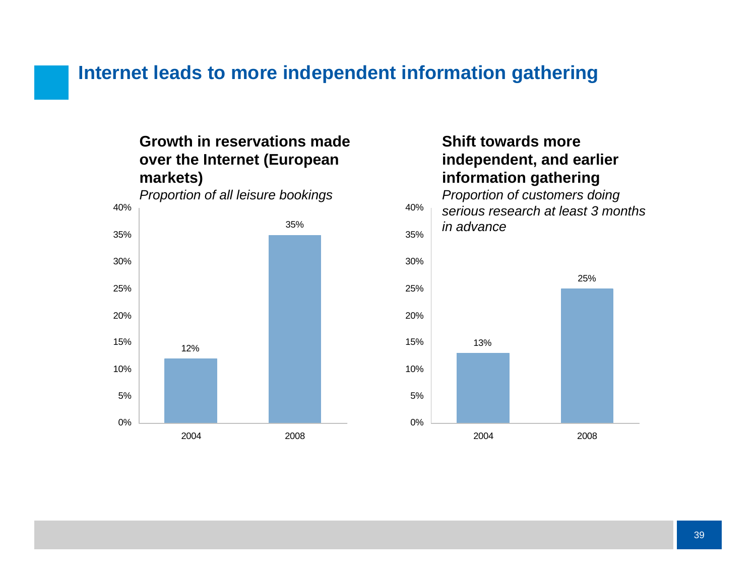# Internet leads to more independent information gathering

### Growth in reservations made over the Internet (European markets)

*Proportion of all leisure bookings*

| Year | Share |
|---|---|
| 2004 | 12% |
| 2008 | 35% |

### Shift towards more independent, and earlier information gathering

*Proportion of customers doing serious research at least 3 months in advance*

| Year | Share |
|---|---|
| 2004 | 13% |
| 2008 | 25% |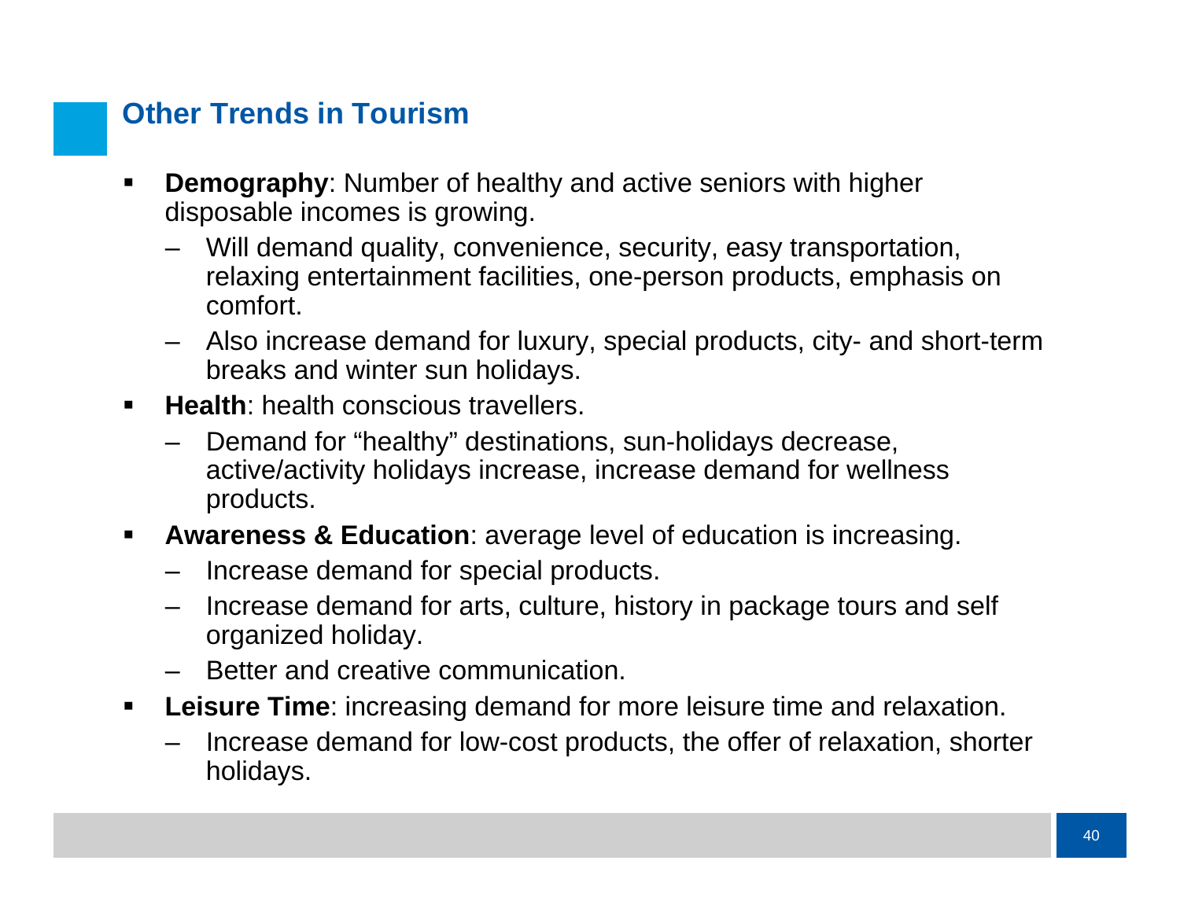## Other Trends in Tourism

- **Demography**: Number of healthy and active seniors with higher disposable incomes is growing.
  - Will demand quality, convenience, security, easy transportation, relaxing entertainment facilities, one-person products, emphasis on comfort.
  - Also increase demand for luxury, special products, city- and short-term breaks and winter sun holidays.
- **Health**: health conscious travellers.
  - Demand for “healthy” destinations, sun-holidays decrease, active/activity holidays increase, increase demand for wellness products.
- **Awareness & Education**: average level of education is increasing.
  - Increase demand for special products.
  - Increase demand for arts, culture, history in package tours and self organized holiday.
  - Better and creative communication.
- **Leisure Time**: increasing demand for more leisure time and relaxation.
  - Increase demand for low-cost products, the offer of relaxation, shorter holidays.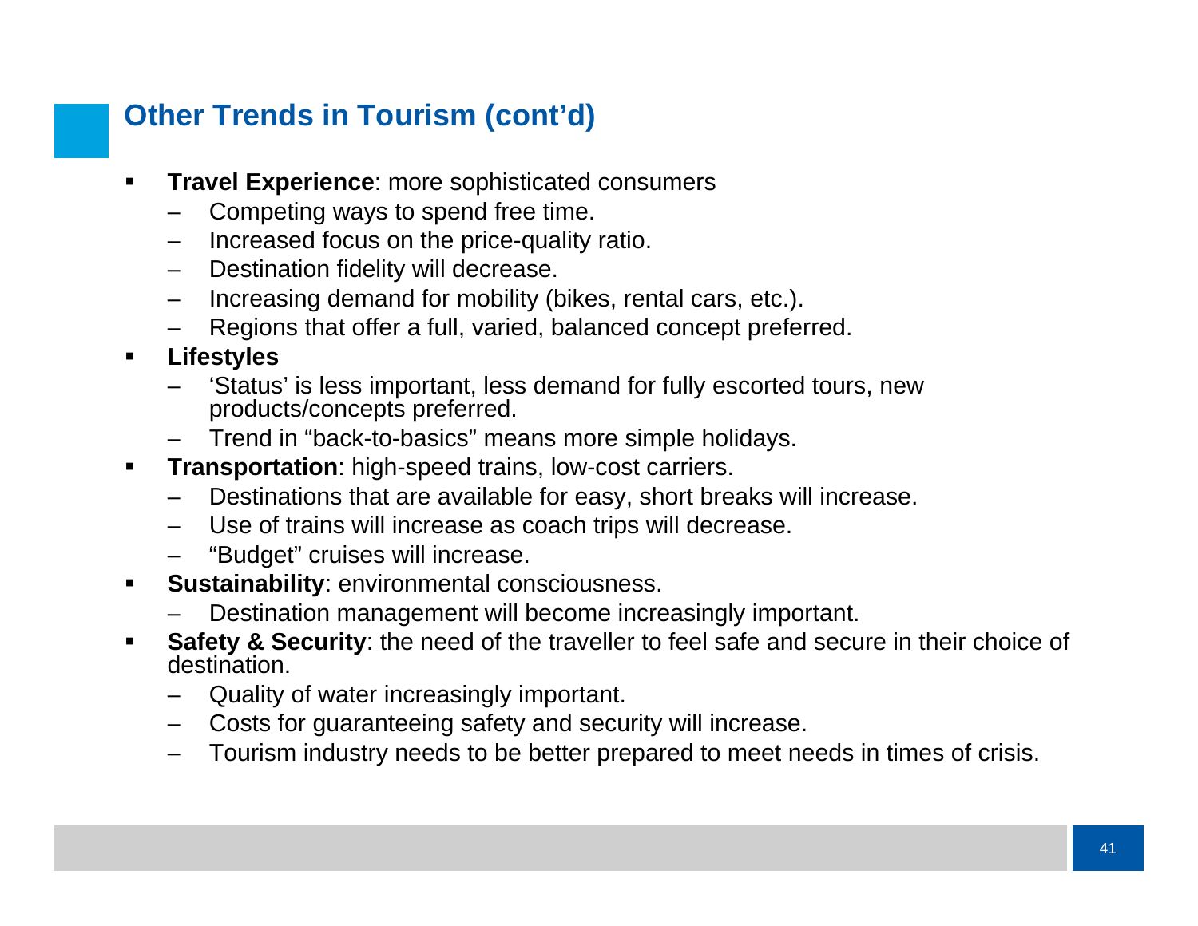## Other Trends in Tourism (cont'd)

- **Travel Experience**: more sophisticated consumers
  - Competing ways to spend free time.
  - Increased focus on the price-quality ratio.
  - Destination fidelity will decrease.
  - Increasing demand for mobility (bikes, rental cars, etc.).
  - Regions that offer a full, varied, balanced concept preferred.
- **Lifestyles**
  - 'Status' is less important, less demand for fully escorted tours, new products/concepts preferred.
  - Trend in "back-to-basics" means more simple holidays.
- **Transportation**: high-speed trains, low-cost carriers.
  - Destinations that are available for easy, short breaks will increase.
  - Use of trains will increase as coach trips will decrease.
  - "Budget" cruises will increase.
- **Sustainability**: environmental consciousness.
  - Destination management will become increasingly important.
- **Safety & Security**: the need of the traveller to feel safe and secure in their choice of destination.
  - Quality of water increasingly important.
  - Costs for guaranteeing safety and security will increase.
  - Tourism industry needs to be better prepared to meet needs in times of crisis.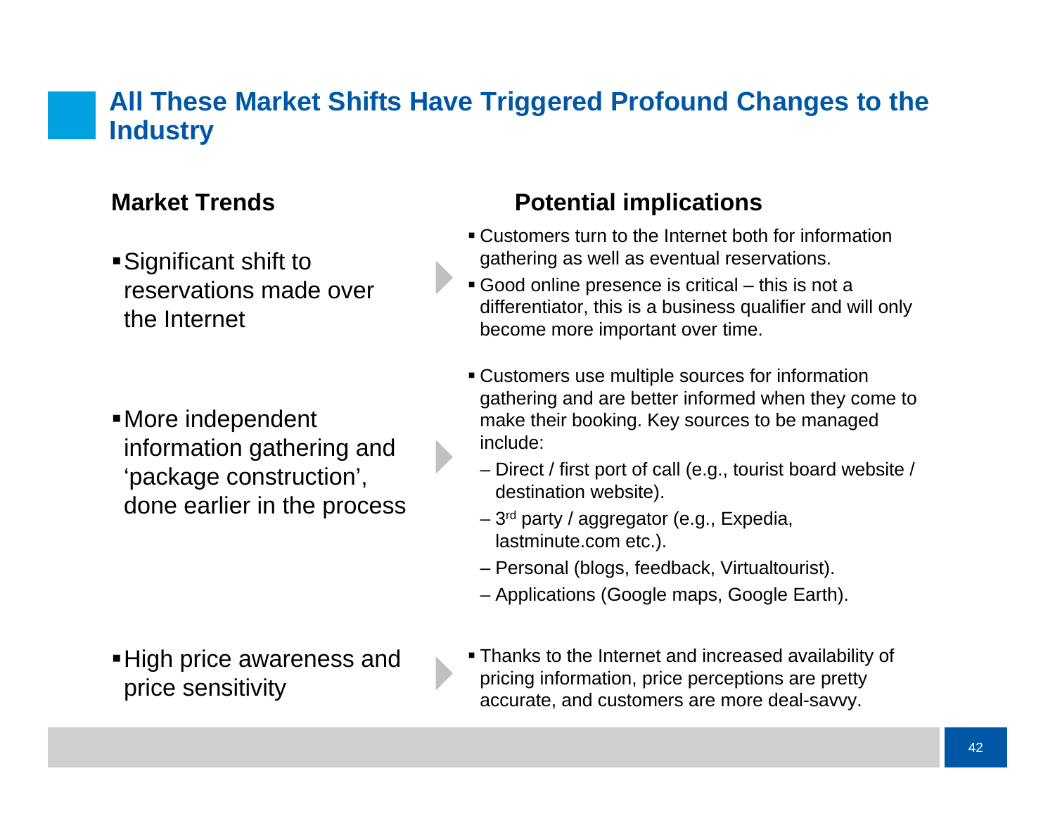# All These Market Shifts Have Triggered Profound Changes to the Industry

| Market Trends | Potential implications |
|---|---|
| Significant shift to reservations made over the Internet | ▪ Customers turn to the Internet both for information gathering as well as eventual reservations.<br>▪ Good online presence is critical – this is not a differentiator, this is a business qualifier and will only become more important over time. |
| More independent information gathering and 'package construction', done earlier in the process | ▪ Customers use multiple sources for information gathering and are better informed when they come to make their booking. Key sources to be managed include:<br>– Direct / first port of call (e.g., tourist board website / destination website).<br>– 3rd party / aggregator (e.g., Expedia, lastminute.com etc.).<br>– Personal (blogs, feedback, Virtualtourist).<br>– Applications (Google maps, Google Earth). |
| High price awareness and price sensitivity | ▪ Thanks to the Internet and increased availability of pricing information, price perceptions are pretty accurate, and customers are more deal-savvy. |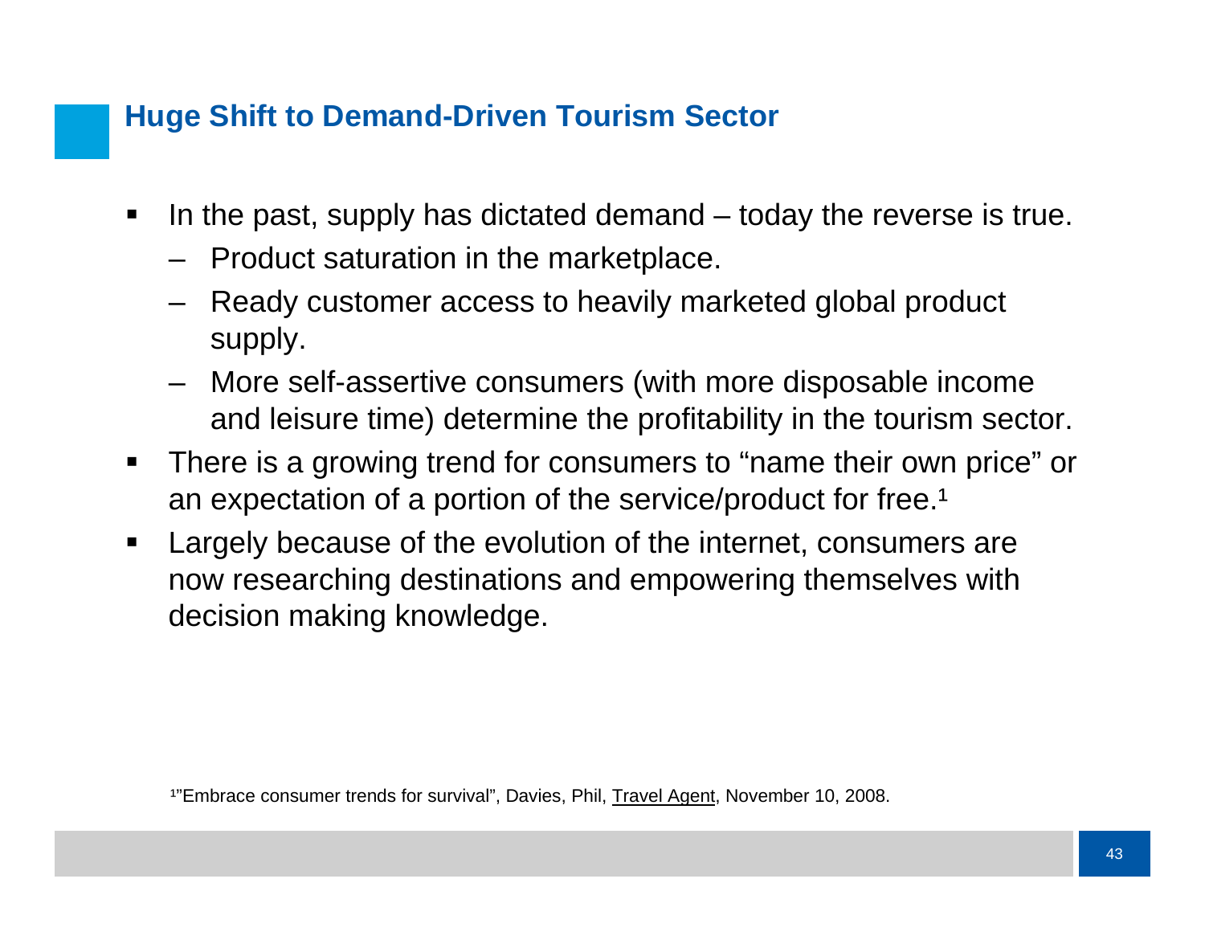## Huge Shift to Demand-Driven Tourism Sector

- In the past, supply has dictated demand – today the reverse is true.
  - Product saturation in the marketplace.
  - Ready customer access to heavily marketed global product supply.
  - More self-assertive consumers (with more disposable income and leisure time) determine the profitability in the tourism sector.
- There is a growing trend for consumers to "name their own price" or an expectation of a portion of the service/product for free.[1]
- Largely because of the evolution of the internet, consumers are now researching destinations and empowering themselves with decision making knowledge.

[1]"Embrace consumer trends for survival", Davies, Phil, Travel Agent, November 10, 2008.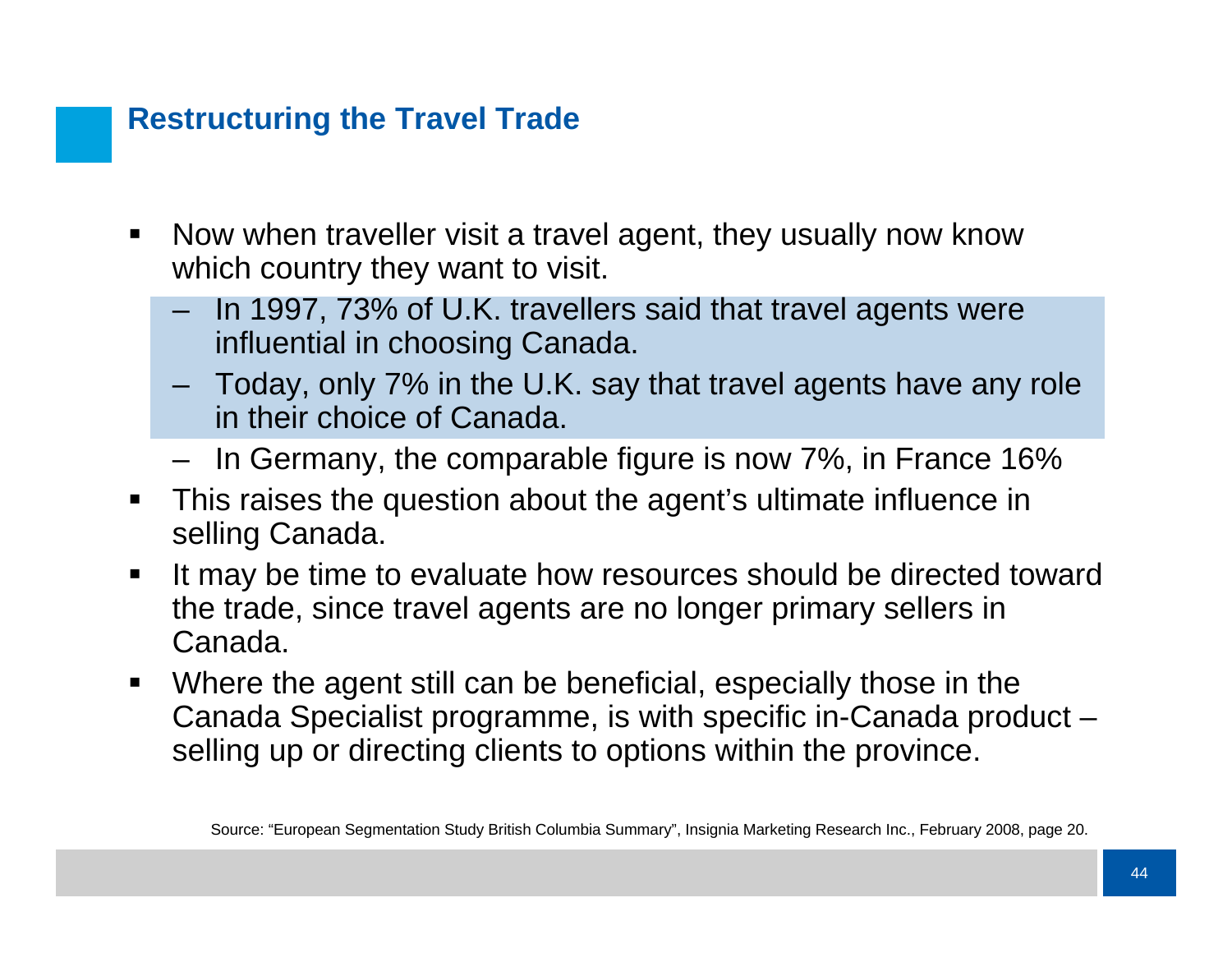## Restructuring the Travel Trade

- Now when traveller visit a travel agent, they usually now know which country they want to visit.
  - In 1997, 73% of U.K. travellers said that travel agents were influential in choosing Canada.
  - Today, only 7% in the U.K. say that travel agents have any role in their choice of Canada.
  - In Germany, the comparable figure is now 7%, in France 16%
- This raises the question about the agent's ultimate influence in selling Canada.
- It may be time to evaluate how resources should be directed toward the trade, since travel agents are no longer primary sellers in Canada.
- Where the agent still can be beneficial, especially those in the Canada Specialist programme, is with specific in-Canada product – selling up or directing clients to options within the province.

Source: "European Segmentation Study British Columbia Summary", Insignia Marketing Research Inc., February 2008, page 20.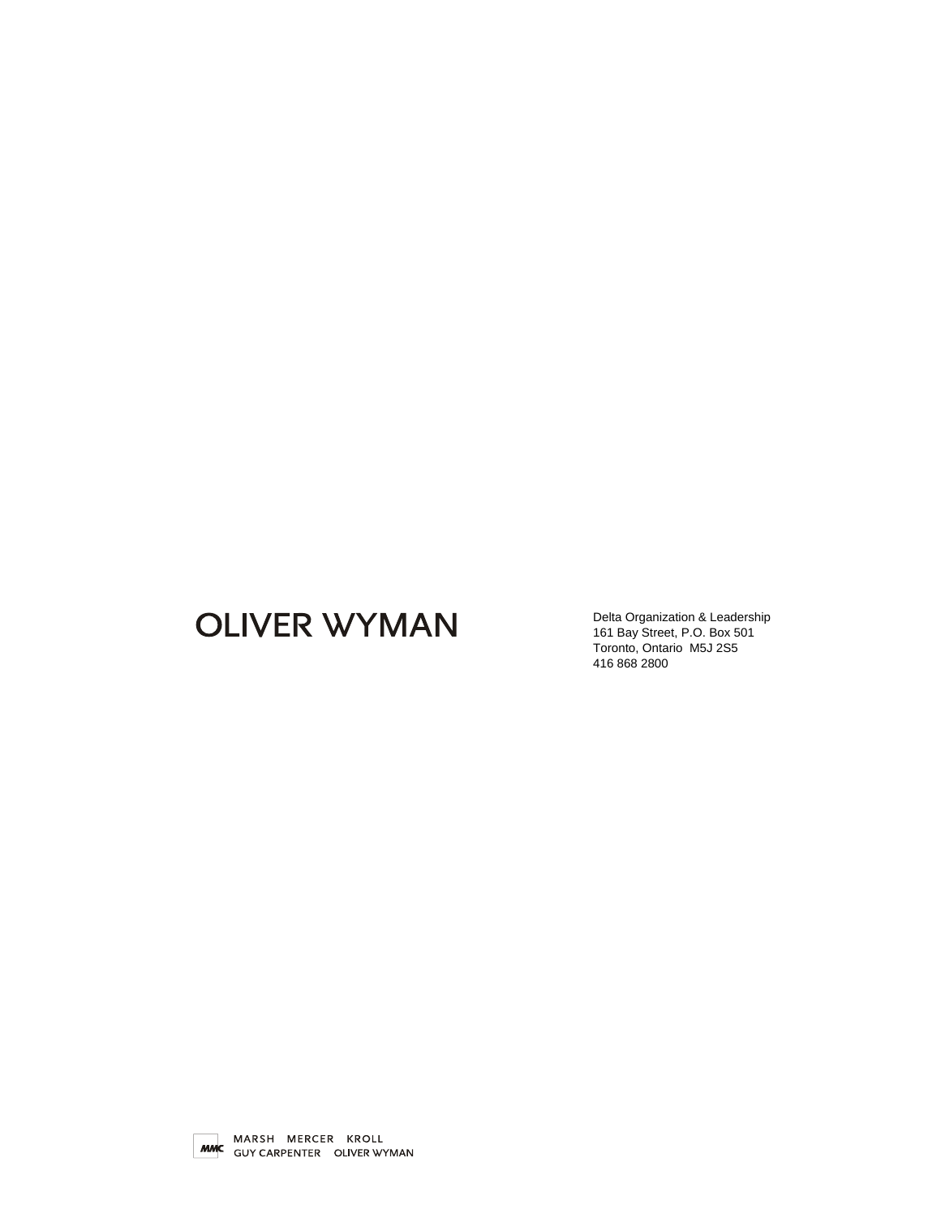OLIVER WYMAN

Delta Organization & Leadership
161 Bay Street, P.O. Box 501
Toronto, Ontario  M5J 2S5
416 868 2800

MMC MARSH MERCER KROLL
GUY CARPENTER OLIVER WYMAN